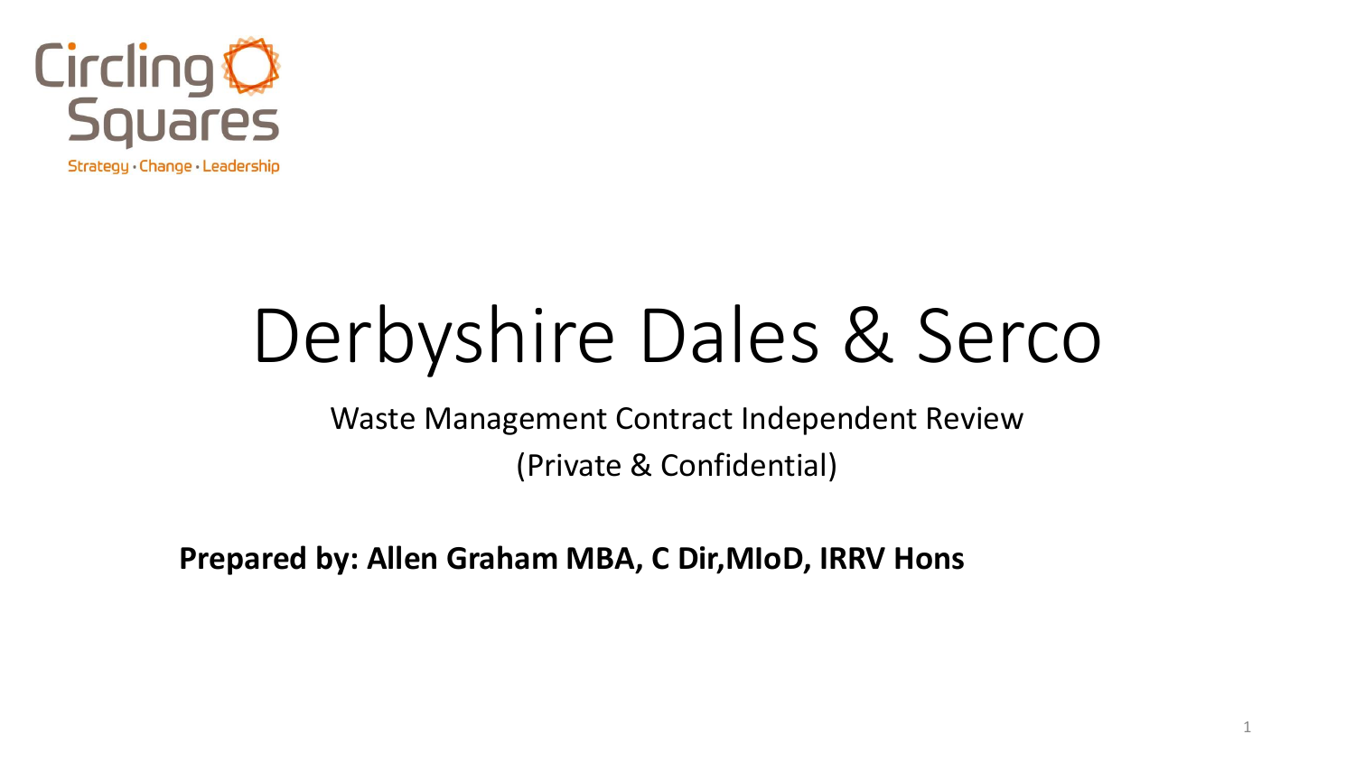Circling Squares

Strategy · Change · Leadership

# Derbyshire Dales & Serco

Waste Management Contract Independent Review

(Private & Confidential)

**Prepared by: Allen Graham MBA, C Dir,MIoD, IRRV Hons**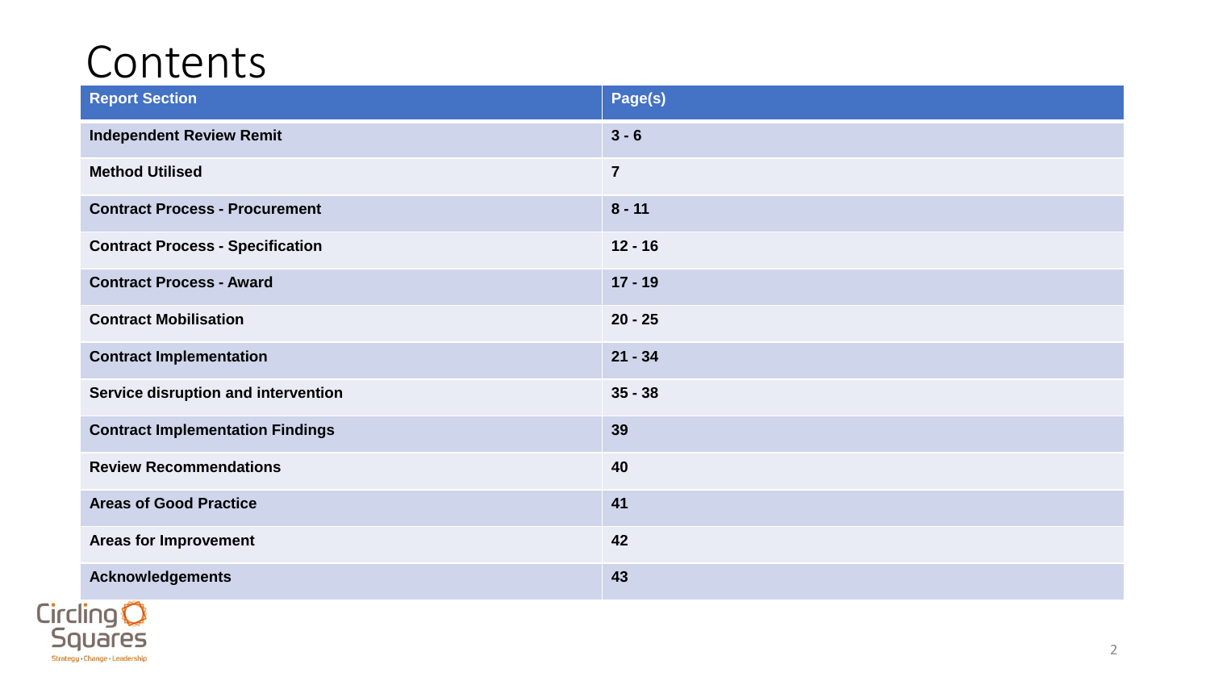# Contents

| Report Section | Page(s) |
| --- | --- |
| **Independent Review Remit** | **3 - 6** |
| **Method Utilised** | **7** |
| **Contract Process - Procurement** | **8 - 11** |
| **Contract Process - Specification** | **12 - 16** |
| **Contract Process - Award** | **17 - 19** |
| **Contract Mobilisation** | **20 - 25** |
| **Contract Implementation** | **21 - 34** |
| **Service disruption and intervention** | **35 - 38** |
| **Contract Implementation Findings** | **39** |
| **Review Recommendations** | **40** |
| **Areas of Good Practice** | **41** |
| **Areas for Improvement** | **42** |
| **Acknowledgements** | **43** |

Circling Squares
Strategy • Change • Leadership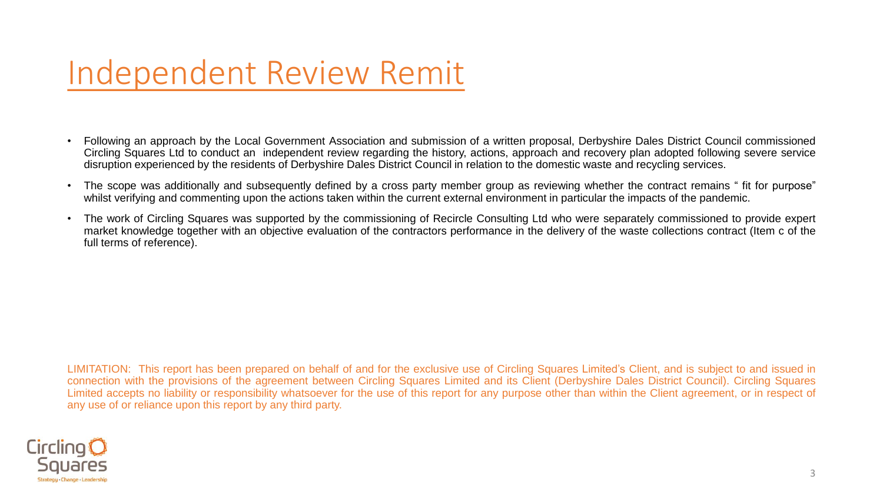# Independent Review Remit

- Following an approach by the Local Government Association and submission of a written proposal, Derbyshire Dales District Council commissioned Circling Squares Ltd to conduct an independent review regarding the history, actions, approach and recovery plan adopted following severe service disruption experienced by the residents of Derbyshire Dales District Council in relation to the domestic waste and recycling services.
- The scope was additionally and subsequently defined by a cross party member group as reviewing whether the contract remains " fit for purpose" whilst verifying and commenting upon the actions taken within the current external environment in particular the impacts of the pandemic.
- The work of Circling Squares was supported by the commissioning of Recircle Consulting Ltd who were separately commissioned to provide expert market knowledge together with an objective evaluation of the contractors performance in the delivery of the waste collections contract (Item c of the full terms of reference).

LIMITATION: This report has been prepared on behalf of and for the exclusive use of Circling Squares Limited's Client, and is subject to and issued in connection with the provisions of the agreement between Circling Squares Limited and its Client (Derbyshire Dales District Council). Circling Squares Limited accepts no liability or responsibility whatsoever for the use of this report for any purpose other than within the Client agreement, or in respect of any use of or reliance upon this report by any third party.

Circling Squares
Strategy • Change • Leadership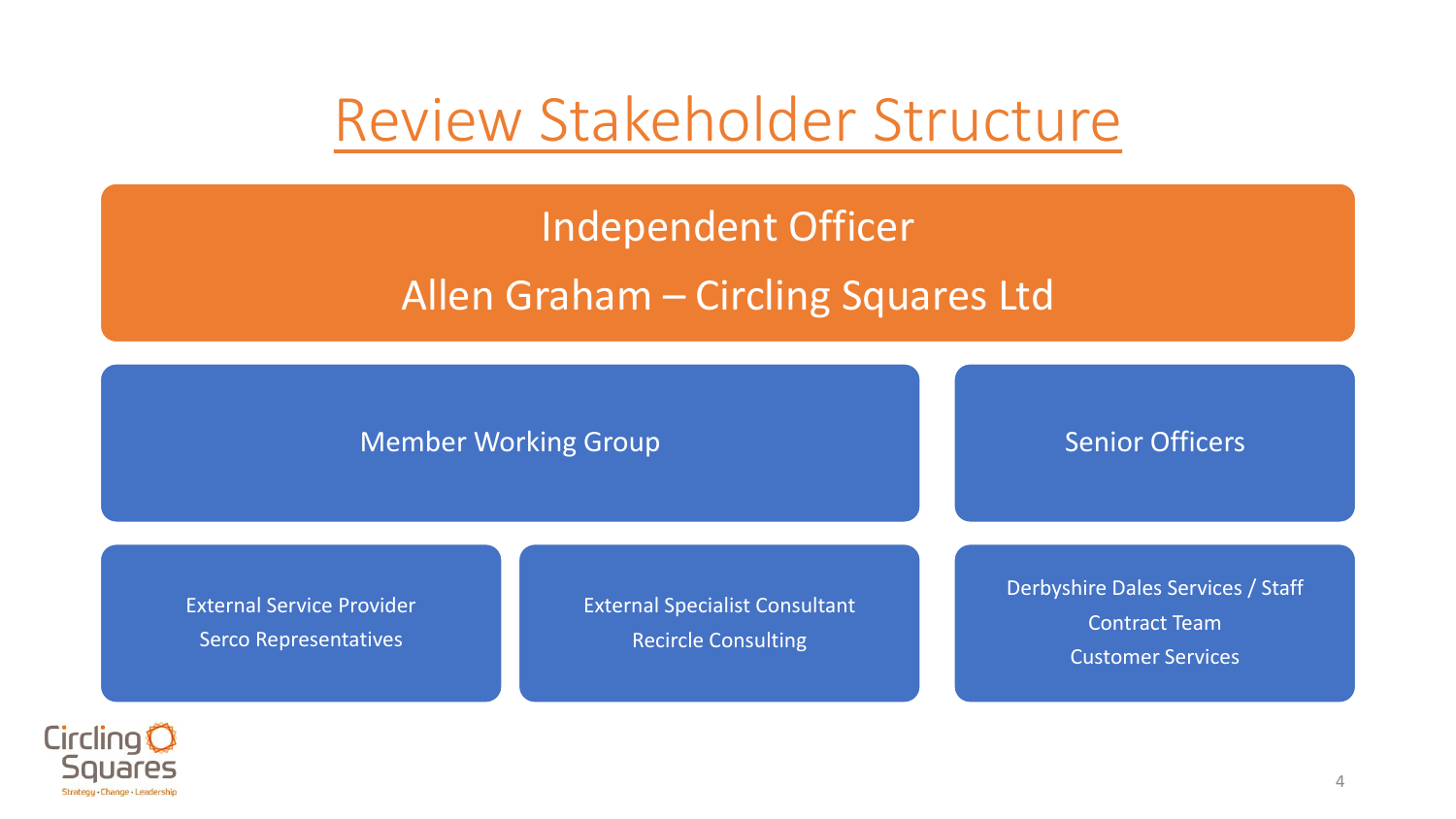# Review Stakeholder Structure

**Independent Officer**

**Allen Graham – Circling Squares Ltd**

Member Working Group

Senior Officers

External Service Provider
Serco Representatives

External Specialist Consultant
Recircle Consulting

Derbyshire Dales Services / Staff
Contract Team
Customer Services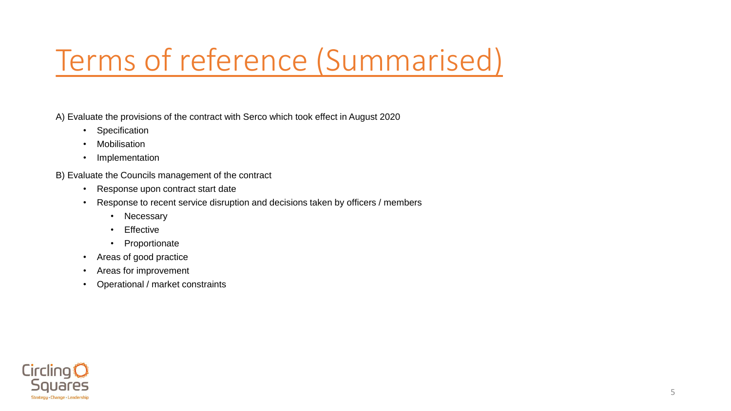# Terms of reference (Summarised)

A) Evaluate the provisions of the contract with Serco which took effect in August 2020

- Specification
- Mobilisation
- Implementation

B) Evaluate the Councils management of the contract

- Response upon contract start date
- Response to recent service disruption and decisions taken by officers / members
  - Necessary
  - Effective
  - Proportionate
- Areas of good practice
- Areas for improvement
- Operational / market constraints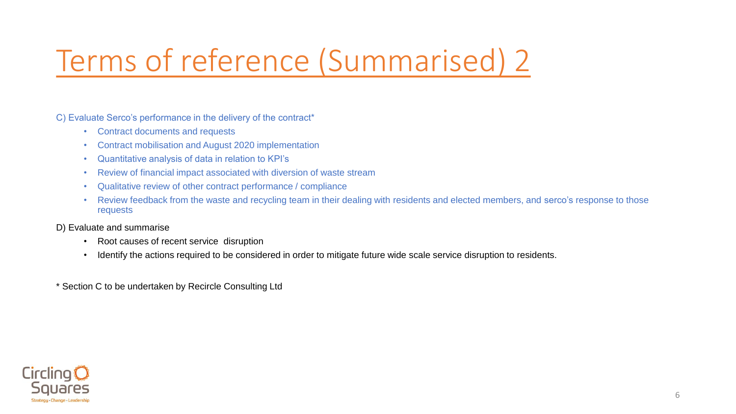# Terms of reference (Summarised) 2

C) Evaluate Serco's performance in the delivery of the contract*

- Contract documents and requests
- Contract mobilisation and August 2020 implementation
- Quantitative analysis of data in relation to KPI's
- Review of financial impact associated with diversion of waste stream
- Qualitative review of other contract performance / compliance
- Review feedback from the waste and recycling team in their dealing with residents and elected members, and serco's response to those requests

D) Evaluate and summarise

- Root causes of recent service disruption
- Identify the actions required to be considered in order to mitigate future wide scale service disruption to residents.

* Section C to be undertaken by Recircle Consulting Ltd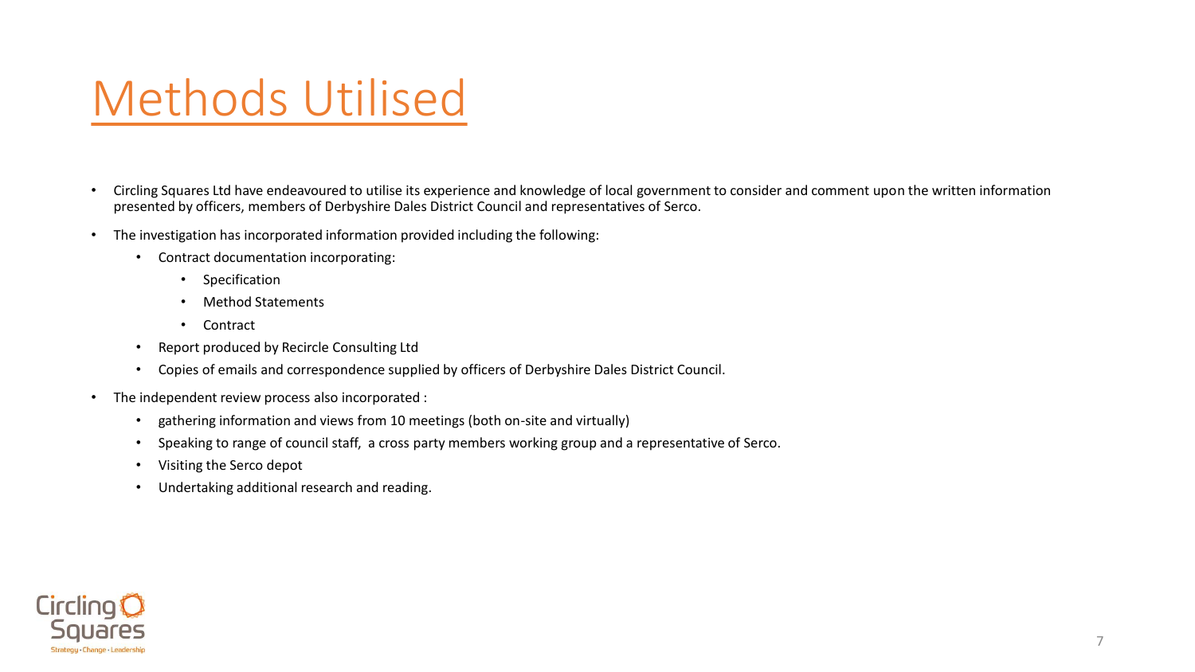# Methods Utilised

- Circling Squares Ltd have endeavoured to utilise its experience and knowledge of local government to consider and comment upon the written information presented by officers, members of Derbyshire Dales District Council and representatives of Serco.
- The investigation has incorporated information provided including the following:
  - Contract documentation incorporating:
    - Specification
    - Method Statements
    - Contract
  - Report produced by Recircle Consulting Ltd
  - Copies of emails and correspondence supplied by officers of Derbyshire Dales District Council.
- The independent review process also incorporated :
  - gathering information and views from 10 meetings (both on-site and virtually)
  - Speaking to range of council staff, a cross party members working group and a representative of Serco.
  - Visiting the Serco depot
  - Undertaking additional research and reading.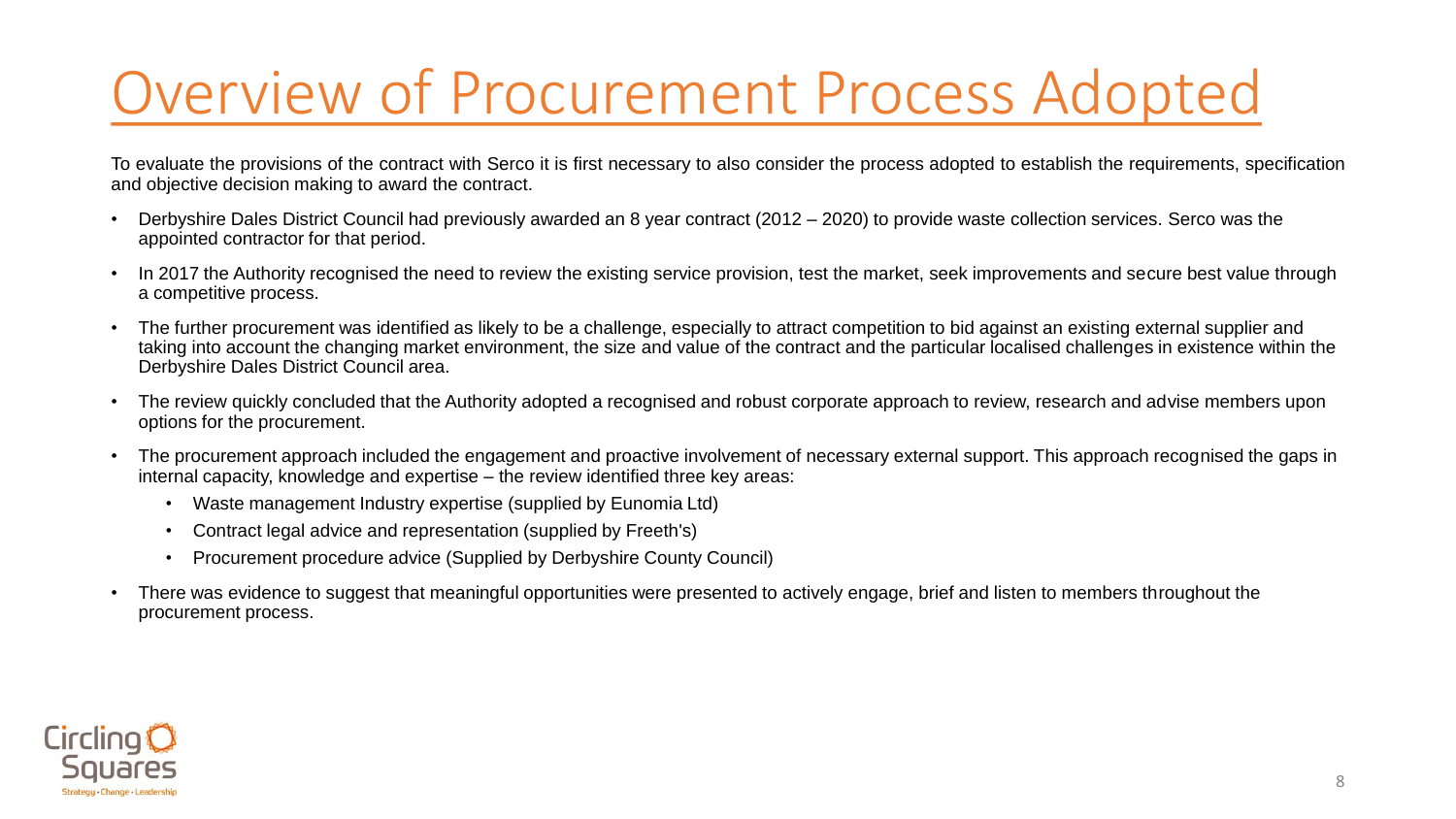# Overview of Procurement Process Adopted

To evaluate the provisions of the contract with Serco it is first necessary to also consider the process adopted to establish the requirements, specification and objective decision making to award the contract.

- Derbyshire Dales District Council had previously awarded an 8 year contract (2012 – 2020) to provide waste collection services. Serco was the appointed contractor for that period.
- In 2017 the Authority recognised the need to review the existing service provision, test the market, seek improvements and secure best value through a competitive process.
- The further procurement was identified as likely to be a challenge, especially to attract competition to bid against an existing external supplier and taking into account the changing market environment, the size and value of the contract and the particular localised challenges in existence within the Derbyshire Dales District Council area.
- The review quickly concluded that the Authority adopted a recognised and robust corporate approach to review, research and advise members upon options for the procurement.
- The procurement approach included the engagement and proactive involvement of necessary external support. This approach recognised the gaps in internal capacity, knowledge and expertise – the review identified three key areas:
  - Waste management Industry expertise (supplied by Eunomia Ltd)
  - Contract legal advice and representation (supplied by Freeth's)
  - Procurement procedure advice (Supplied by Derbyshire County Council)
- There was evidence to suggest that meaningful opportunities were presented to actively engage, brief and listen to members throughout the procurement process.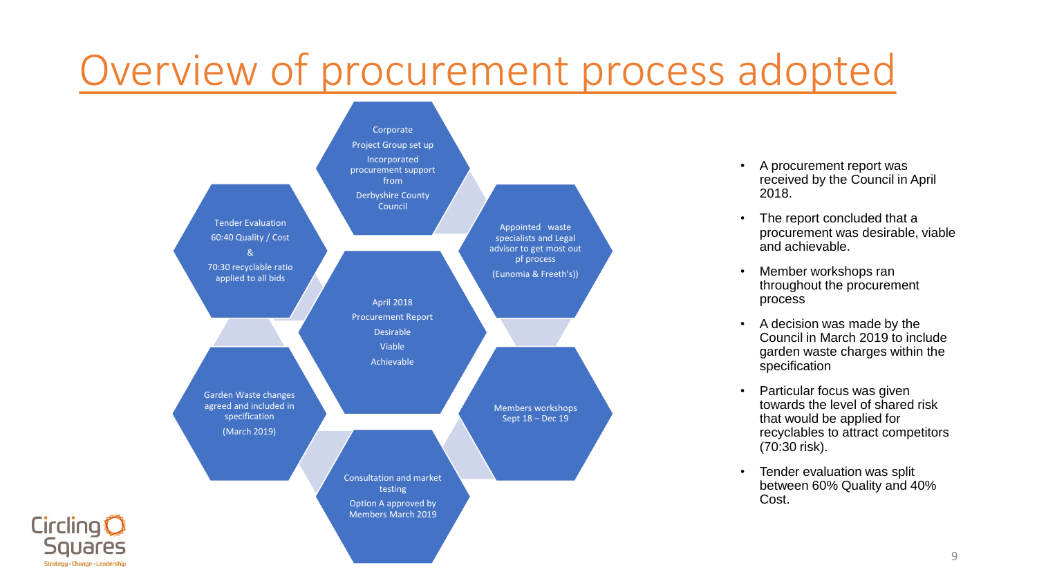# Overview of procurement process adopted

Corporate

Project Group set up

Incorporated procurement support from

Derbyshire County Council

Appointed waste specialists and Legal advisor to get most out pf process

(Eunomia & Freeth's))

Members workshops Sept 18 – Dec 19

Consultation and market testing

Option A approved by Members March 2019

Garden Waste changes agreed and included in specification

(March 2019)

Tender Evaluation

60:40 Quality / Cost

&

70:30 recyclable ratio applied to all bids

April 2018

Procurement Report

Desirable

Viable

Achievable

- A procurement report was received by the Council in April 2018.
- The report concluded that a procurement was desirable, viable and achievable.
- Member workshops ran throughout the procurement process
- A decision was made by the Council in March 2019 to include garden waste charges within the specification
- Particular focus was given towards the level of shared risk that would be applied for recyclables to attract competitors (70:30 risk).
- Tender evaluation was split between 60% Quality and 40% Cost.

Circling Squares

Strategy • Change • Leadership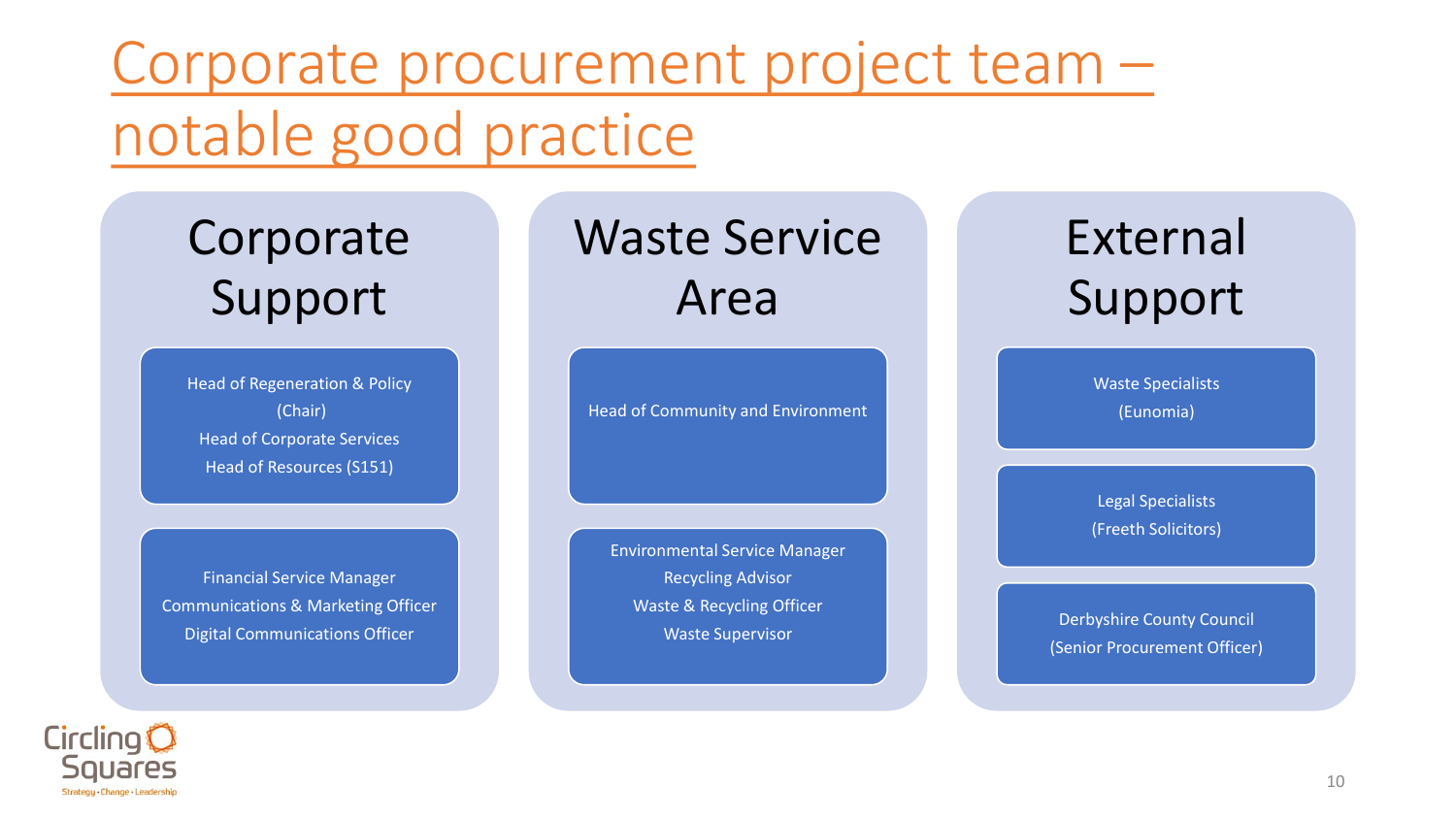# Corporate procurement project team – notable good practice

## Corporate Support

Head of Regeneration & Policy (Chair)
Head of Corporate Services
Head of Resources (S151)

Financial Service Manager
Communications & Marketing Officer
Digital Communications Officer

## Waste Service Area

Head of Community and Environment

Environmental Service Manager
Recycling Advisor
Waste & Recycling Officer
Waste Supervisor

## External Support

Waste Specialists
(Eunomia)

Legal Specialists
(Freeth Solicitors)

Derbyshire County Council
(Senior Procurement Officer)

Circling Squares
Strategy • Change • Leadership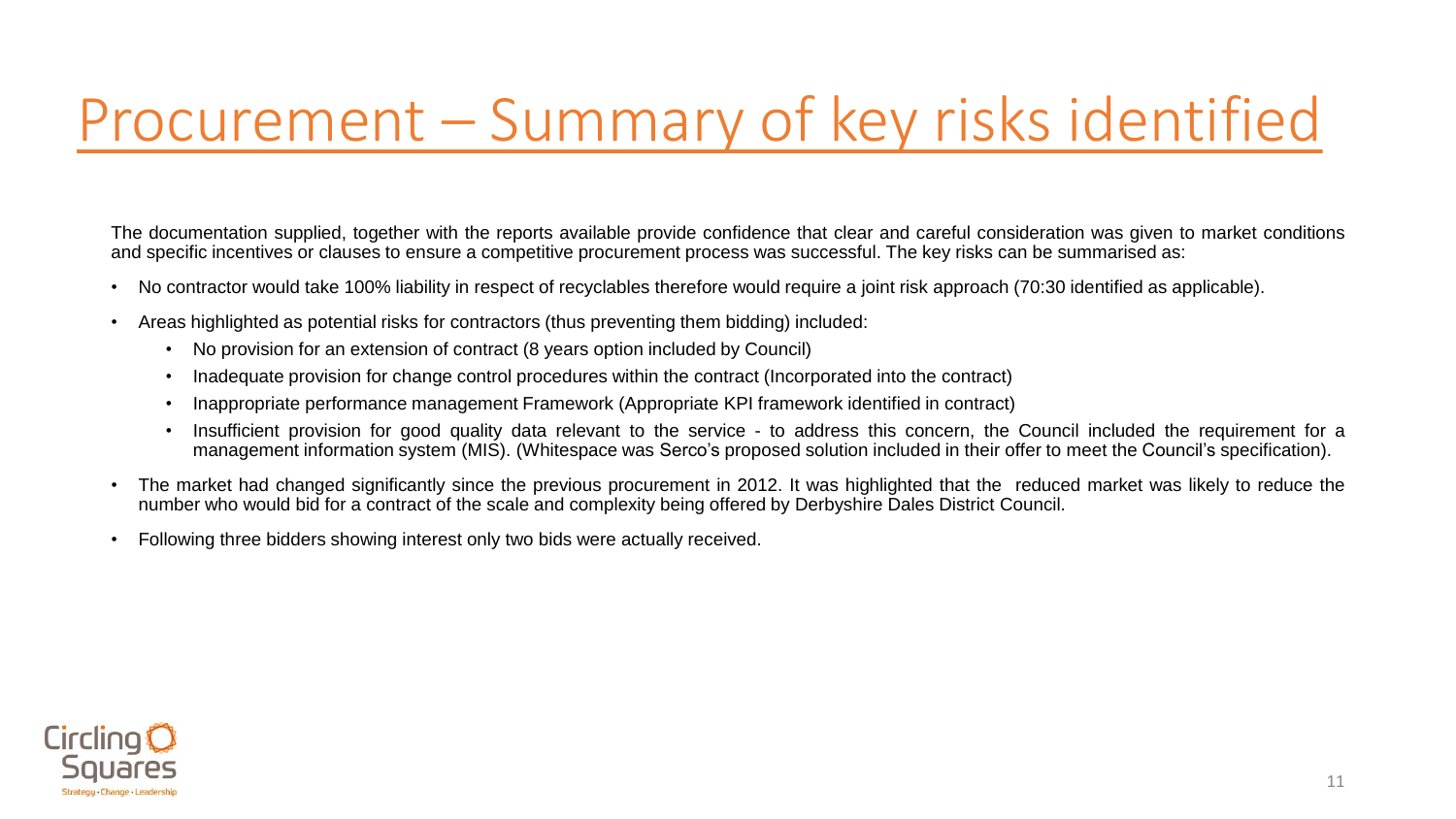# Procurement – Summary of key risks identified

The documentation supplied, together with the reports available provide confidence that clear and careful consideration was given to market conditions and specific incentives or clauses to ensure a competitive procurement process was successful. The key risks can be summarised as:

- No contractor would take 100% liability in respect of recyclables therefore would require a joint risk approach (70:30 identified as applicable).
- Areas highlighted as potential risks for contractors (thus preventing them bidding) included:
  - No provision for an extension of contract (8 years option included by Council)
  - Inadequate provision for change control procedures within the contract (Incorporated into the contract)
  - Inappropriate performance management Framework (Appropriate KPI framework identified in contract)
  - Insufficient provision for good quality data relevant to the service - to address this concern, the Council included the requirement for a management information system (MIS). (Whitespace was Serco's proposed solution included in their offer to meet the Council's specification).
- The market had changed significantly since the previous procurement in 2012. It was highlighted that the reduced market was likely to reduce the number who would bid for a contract of the scale and complexity being offered by Derbyshire Dales District Council.
- Following three bidders showing interest only two bids were actually received.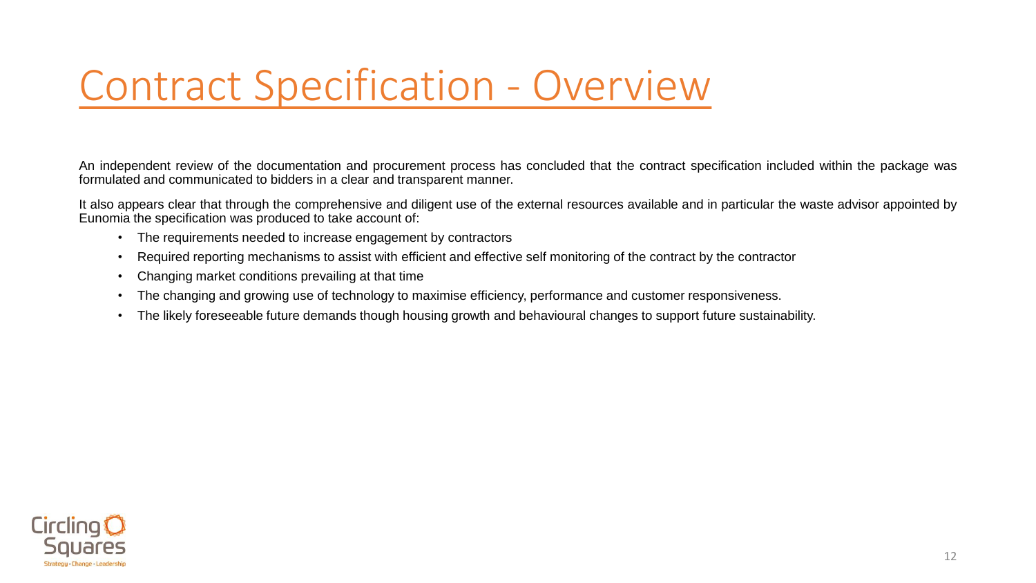# Contract Specification - Overview

An independent review of the documentation and procurement process has concluded that the contract specification included within the package was formulated and communicated to bidders in a clear and transparent manner.

It also appears clear that through the comprehensive and diligent use of the external resources available and in particular the waste advisor appointed by Eunomia the specification was produced to take account of:

- The requirements needed to increase engagement by contractors
- Required reporting mechanisms to assist with efficient and effective self monitoring of the contract by the contractor
- Changing market conditions prevailing at that time
- The changing and growing use of technology to maximise efficiency, performance and customer responsiveness.
- The likely foreseeable future demands though housing growth and behavioural changes to support future sustainability.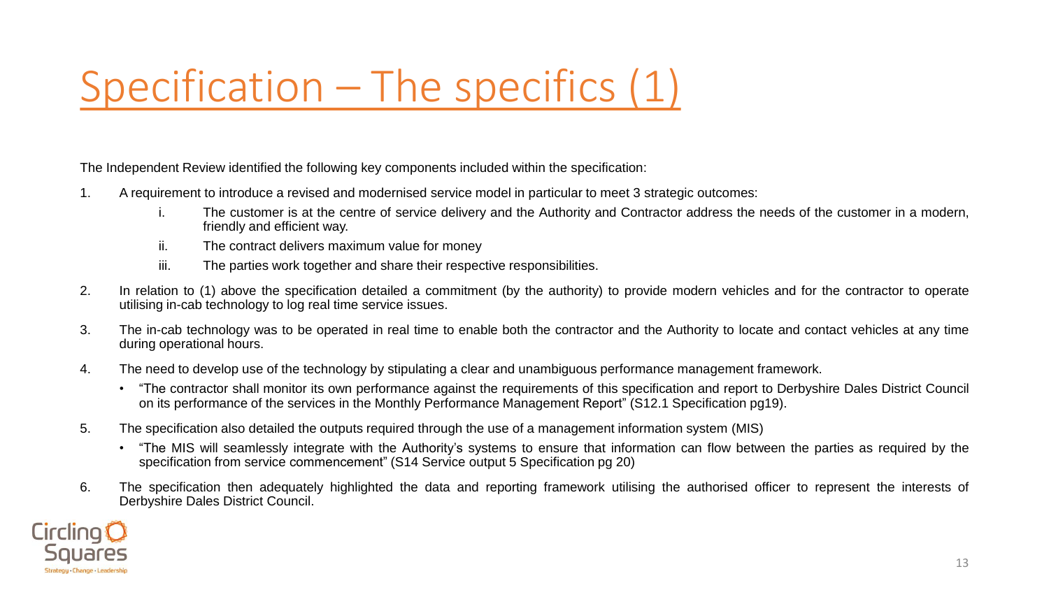# Specification – The specifics (1)

The Independent Review identified the following key components included within the specification:

1. A requirement to introduce a revised and modernised service model in particular to meet 3 strategic outcomes:
   1. The customer is at the centre of service delivery and the Authority and Contractor address the needs of the customer in a modern, friendly and efficient way.
   2. The contract delivers maximum value for money
   3. The parties work together and share their respective responsibilities.
2. In relation to (1) above the specification detailed a commitment (by the authority) to provide modern vehicles and for the contractor to operate utilising in-cab technology to log real time service issues.
3. The in-cab technology was to be operated in real time to enable both the contractor and the Authority to locate and contact vehicles at any time during operational hours.
4. The need to develop use of the technology by stipulating a clear and unambiguous performance management framework.
   - "The contractor shall monitor its own performance against the requirements of this specification and report to Derbyshire Dales District Council on its performance of the services in the Monthly Performance Management Report" (S12.1 Specification pg19).
5. The specification also detailed the outputs required through the use of a management information system (MIS)
   - "The MIS will seamlessly integrate with the Authority's systems to ensure that information can flow between the parties as required by the specification from service commencement" (S14 Service output 5 Specification pg 20)
6. The specification then adequately highlighted the data and reporting framework utilising the authorised officer to represent the interests of Derbyshire Dales District Council.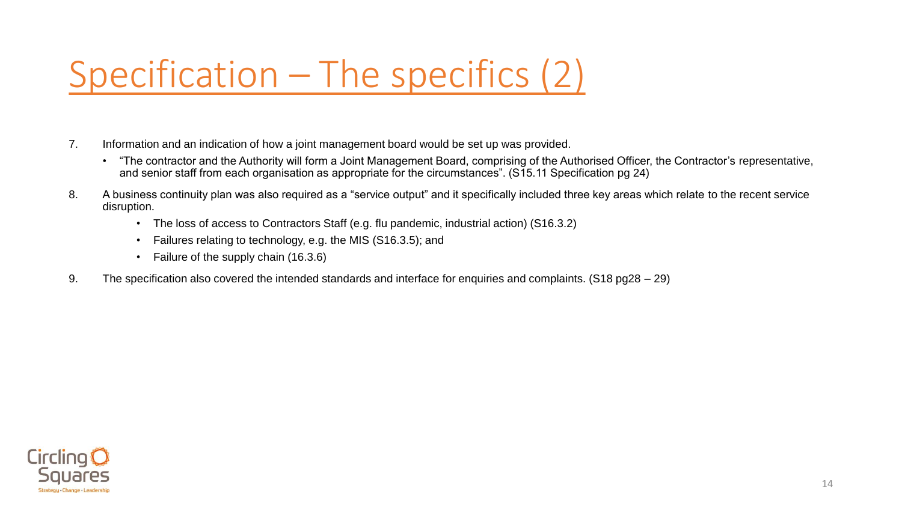# Specification – The specifics (2)

7. Information and an indication of how a joint management board would be set up was provided.
   - "The contractor and the Authority will form a Joint Management Board, comprising of the Authorised Officer, the Contractor's representative, and senior staff from each organisation as appropriate for the circumstances". (S15.11 Specification pg 24)
8. A business continuity plan was also required as a "service output" and it specifically included three key areas which relate to the recent service disruption.
   - The loss of access to Contractors Staff (e.g. flu pandemic, industrial action) (S16.3.2)
   - Failures relating to technology, e.g. the MIS (S16.3.5); and
   - Failure of the supply chain (16.3.6)
9. The specification also covered the intended standards and interface for enquiries and complaints. (S18 pg28 – 29)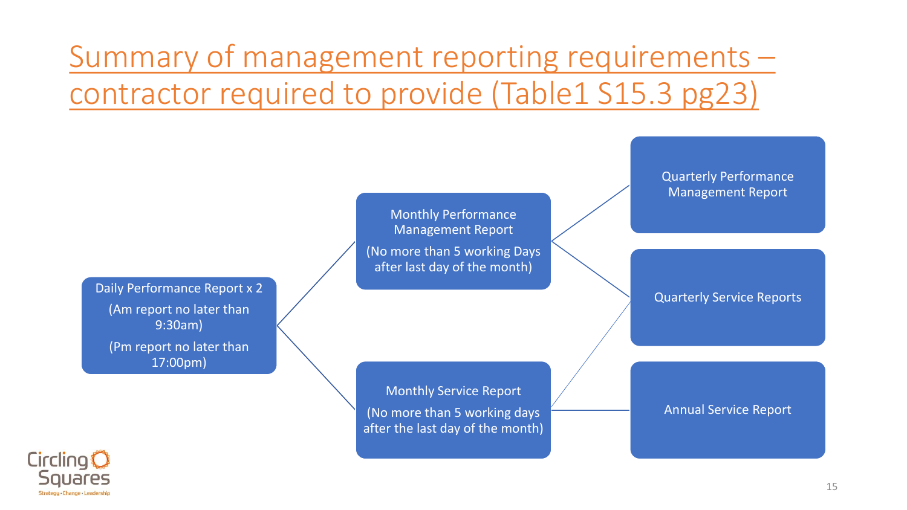# Summary of management reporting requirements – contractor required to provide (Table1 S15.3 pg23)

- **Daily Performance Report x 2**
  - (Am report no later than 9:30am)
  - (Pm report no later than 17:00pm)
    - **Monthly Performance Management Report**
      - (No more than 5 working Days after last day of the month)
        - Quarterly Performance Management Report
        - Quarterly Service Reports
    - **Monthly Service Report**
      - (No more than 5 working days after the last day of the month)
        - Quarterly Service Reports
        - Annual Service Report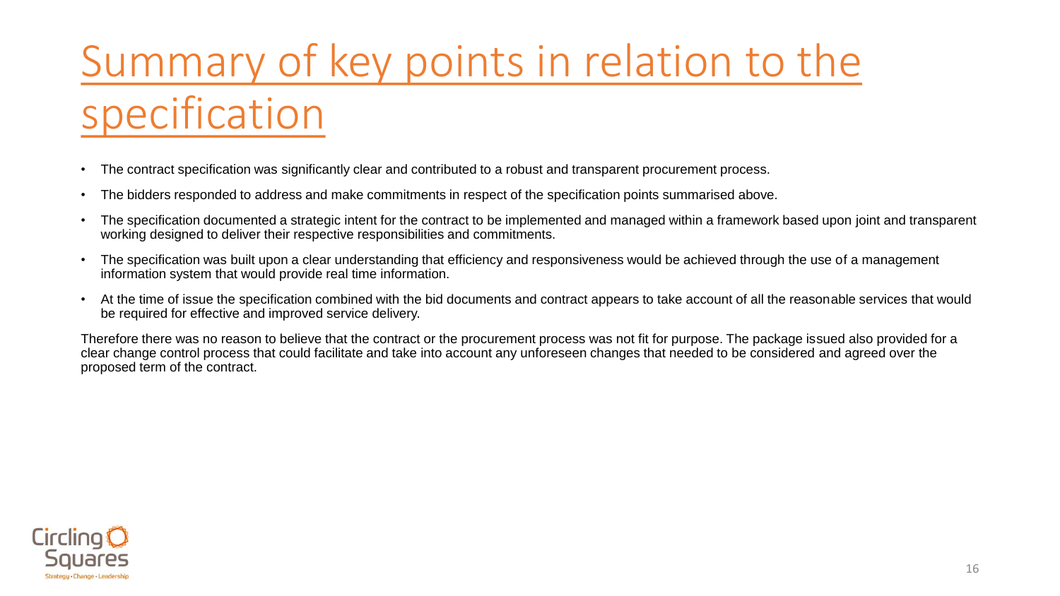# Summary of key points in relation to the specification

- The contract specification was significantly clear and contributed to a robust and transparent procurement process.
- The bidders responded to address and make commitments in respect of the specification points summarised above.
- The specification documented a strategic intent for the contract to be implemented and managed within a framework based upon joint and transparent working designed to deliver their respective responsibilities and commitments.
- The specification was built upon a clear understanding that efficiency and responsiveness would be achieved through the use of a management information system that would provide real time information.
- At the time of issue the specification combined with the bid documents and contract appears to take account of all the reasonable services that would be required for effective and improved service delivery.

Therefore there was no reason to believe that the contract or the procurement process was not fit for purpose. The package issued also provided for a clear change control process that could facilitate and take into account any unforeseen changes that needed to be considered and agreed over the proposed term of the contract.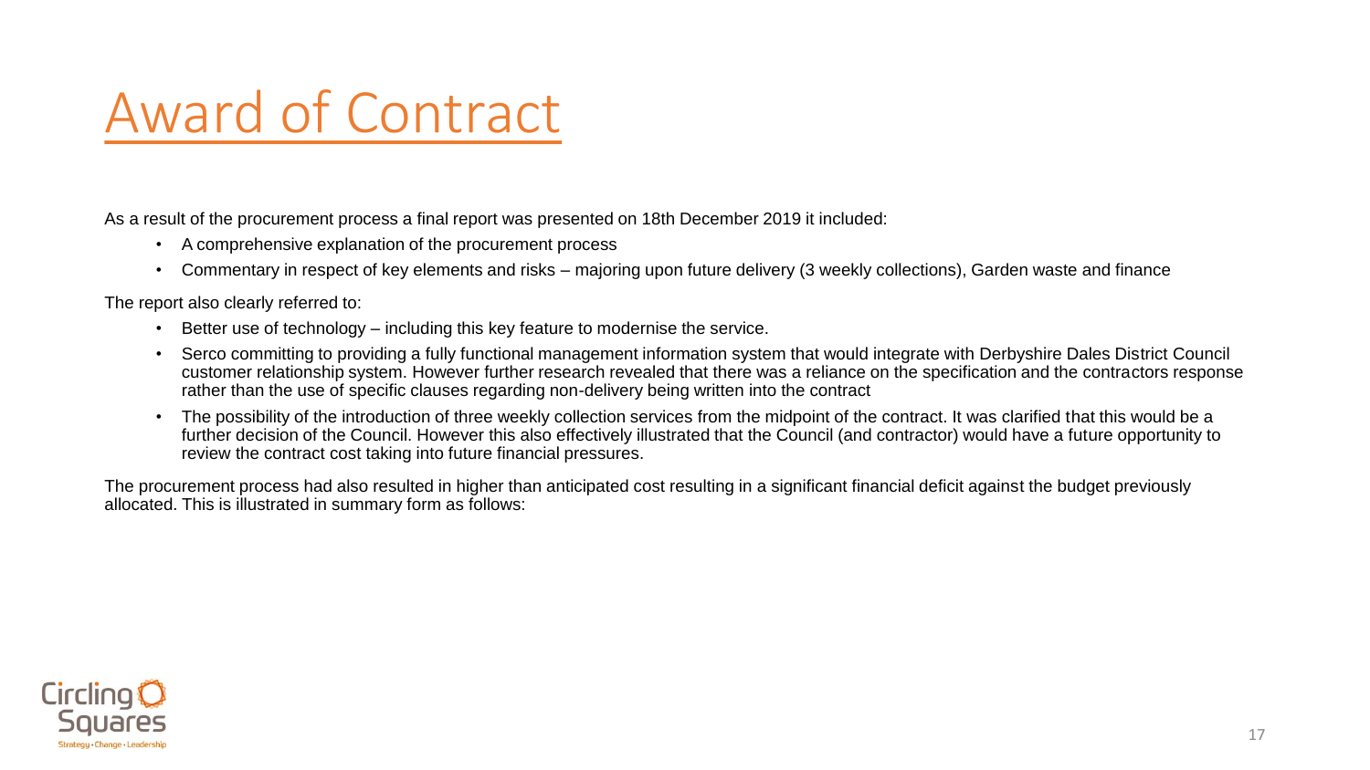# Award of Contract

As a result of the procurement process a final report was presented on 18th December 2019 it included:

- A comprehensive explanation of the procurement process
- Commentary in respect of key elements and risks – majoring upon future delivery (3 weekly collections), Garden waste and finance

The report also clearly referred to:

- Better use of technology – including this key feature to modernise the service.
- Serco committing to providing a fully functional management information system that would integrate with Derbyshire Dales District Council customer relationship system. However further research revealed that there was a reliance on the specification and the contractors response rather than the use of specific clauses regarding non-delivery being written into the contract
- The possibility of the introduction of three weekly collection services from the midpoint of the contract. It was clarified that this would be a further decision of the Council. However this also effectively illustrated that the Council (and contractor) would have a future opportunity to review the contract cost taking into future financial pressures.

The procurement process had also resulted in higher than anticipated cost resulting in a significant financial deficit against the budget previously allocated. This is illustrated in summary form as follows: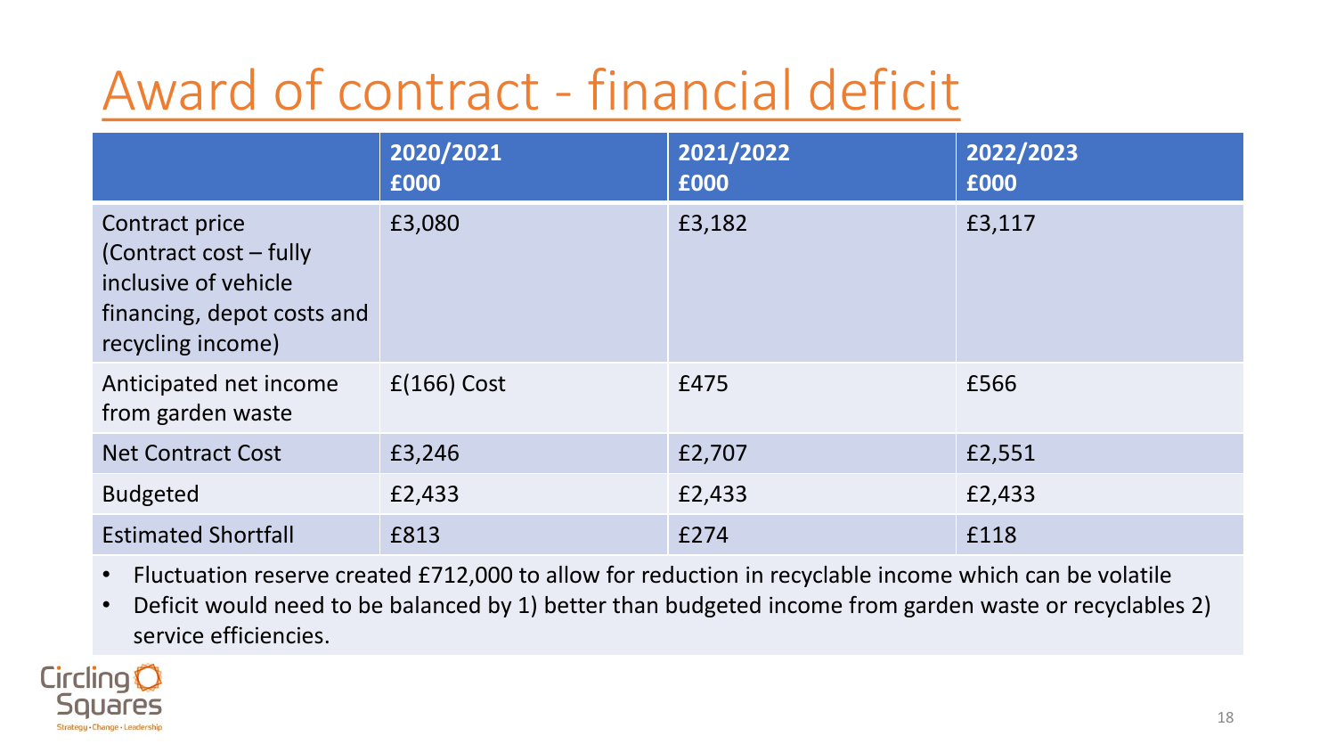# Award of contract - financial deficit

| | 2020/2021<br>£000 | 2021/2022<br>£000 | 2022/2023<br>£000 |
|---|---|---|---|
| Contract price (Contract cost – fully inclusive of vehicle financing, depot costs and recycling income) | £3,080 | £3,182 | £3,117 |
| Anticipated net income from garden waste | £(166) Cost | £475 | £566 |
| Net Contract Cost | £3,246 | £2,707 | £2,551 |
| Budgeted | £2,433 | £2,433 | £2,433 |
| Estimated Shortfall | £813 | £274 | £118 |

- Fluctuation reserve created £712,000 to allow for reduction in recyclable income which can be volatile
- Deficit would need to be balanced by 1) better than budgeted income from garden waste or recyclables 2) service efficiencies.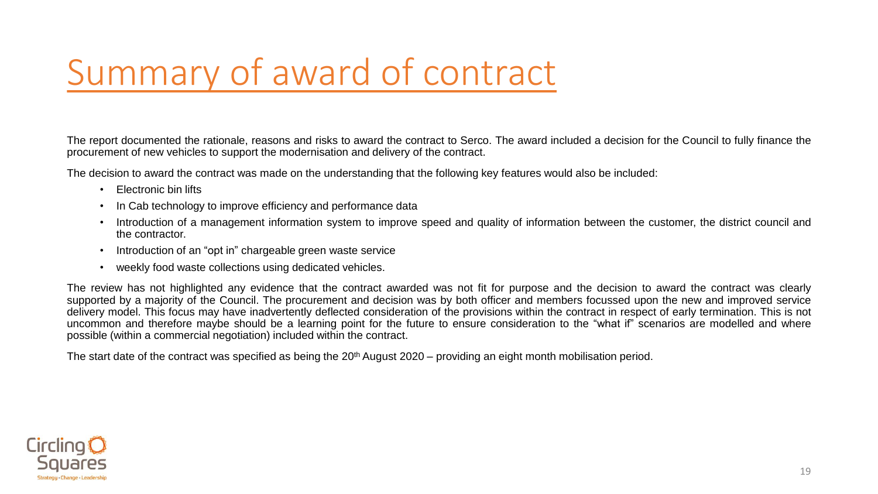# Summary of award of contract

The report documented the rationale, reasons and risks to award the contract to Serco. The award included a decision for the Council to fully finance the procurement of new vehicles to support the modernisation and delivery of the contract.

The decision to award the contract was made on the understanding that the following key features would also be included:

- Electronic bin lifts
- In Cab technology to improve efficiency and performance data
- Introduction of a management information system to improve speed and quality of information between the customer, the district council and the contractor.
- Introduction of an "opt in" chargeable green waste service
- weekly food waste collections using dedicated vehicles.

The review has not highlighted any evidence that the contract awarded was not fit for purpose and the decision to award the contract was clearly supported by a majority of the Council. The procurement and decision was by both officer and members focussed upon the new and improved service delivery model. This focus may have inadvertently deflected consideration of the provisions within the contract in respect of early termination. This is not uncommon and therefore maybe should be a learning point for the future to ensure consideration to the "what if" scenarios are modelled and where possible (within a commercial negotiation) included within the contract.

The start date of the contract was specified as being the 20th August 2020 – providing an eight month mobilisation period.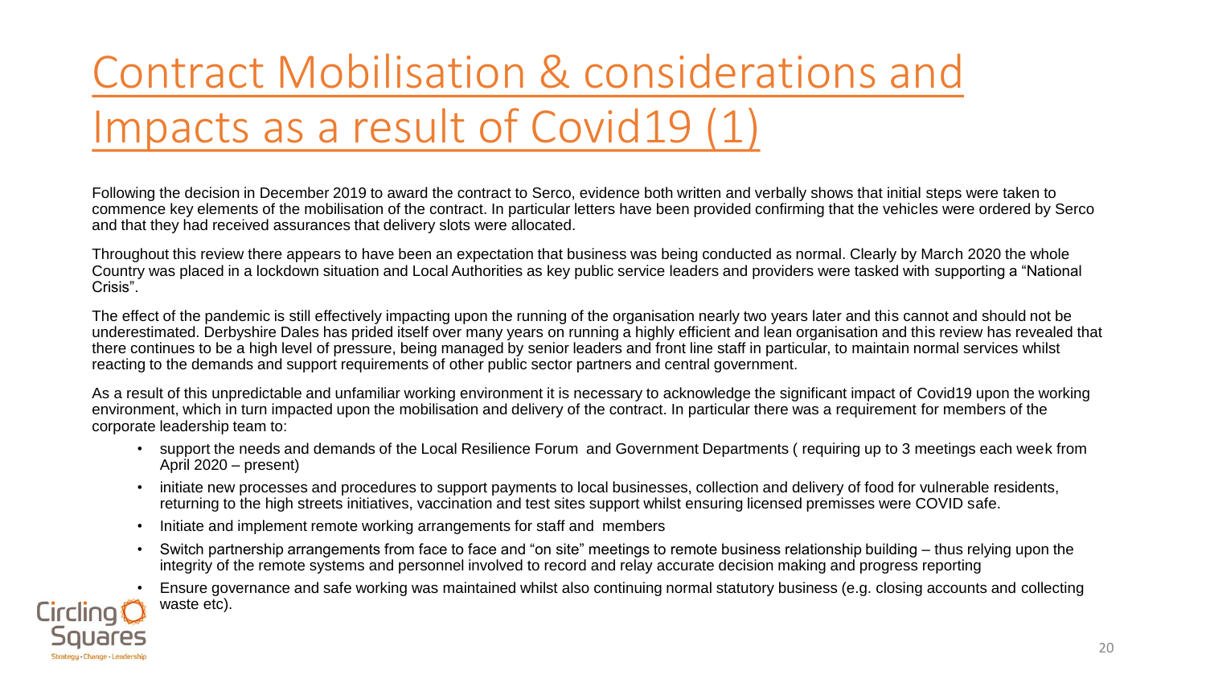# Contract Mobilisation & considerations and Impacts as a result of Covid19 (1)

Following the decision in December 2019 to award the contract to Serco, evidence both written and verbally shows that initial steps were taken to commence key elements of the mobilisation of the contract. In particular letters have been provided confirming that the vehicles were ordered by Serco and that they had received assurances that delivery slots were allocated.

Throughout this review there appears to have been an expectation that business was being conducted as normal. Clearly by March 2020 the whole Country was placed in a lockdown situation and Local Authorities as key public service leaders and providers were tasked with supporting a "National Crisis".

The effect of the pandemic is still effectively impacting upon the running of the organisation nearly two years later and this cannot and should not be underestimated. Derbyshire Dales has prided itself over many years on running a highly efficient and lean organisation and this review has revealed that there continues to be a high level of pressure, being managed by senior leaders and front line staff in particular, to maintain normal services whilst reacting to the demands and support requirements of other public sector partners and central government.

As a result of this unpredictable and unfamiliar working environment it is necessary to acknowledge the significant impact of Covid19 upon the working environment, which in turn impacted upon the mobilisation and delivery of the contract. In particular there was a requirement for members of the corporate leadership team to:

- support the needs and demands of the Local Resilience Forum and Government Departments ( requiring up to 3 meetings each week from April 2020 – present)
- initiate new processes and procedures to support payments to local businesses, collection and delivery of food for vulnerable residents, returning to the high streets initiatives, vaccination and test sites support whilst ensuring licensed premisses were COVID safe.
- Initiate and implement remote working arrangements for staff and members
- Switch partnership arrangements from face to face and "on site" meetings to remote business relationship building – thus relying upon the integrity of the remote systems and personnel involved to record and relay accurate decision making and progress reporting
- Ensure governance and safe working was maintained whilst also continuing normal statutory business (e.g. closing accounts and collecting waste etc).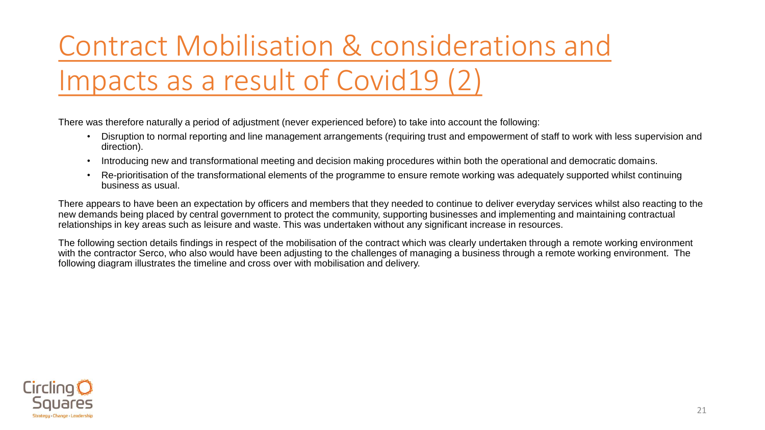# Contract Mobilisation & considerations and Impacts as a result of Covid19 (2)

There was therefore naturally a period of adjustment (never experienced before) to take into account the following:

- Disruption to normal reporting and line management arrangements (requiring trust and empowerment of staff to work with less supervision and direction).
- Introducing new and transformational meeting and decision making procedures within both the operational and democratic domains.
- Re-prioritisation of the transformational elements of the programme to ensure remote working was adequately supported whilst continuing business as usual.

There appears to have been an expectation by officers and members that they needed to continue to deliver everyday services whilst also reacting to the new demands being placed by central government to protect the community, supporting businesses and implementing and maintaining contractual relationships in key areas such as leisure and waste. This was undertaken without any significant increase in resources.

The following section details findings in respect of the mobilisation of the contract which was clearly undertaken through a remote working environment with the contractor Serco, who also would have been adjusting to the challenges of managing a business through a remote working environment. The following diagram illustrates the timeline and cross over with mobilisation and delivery.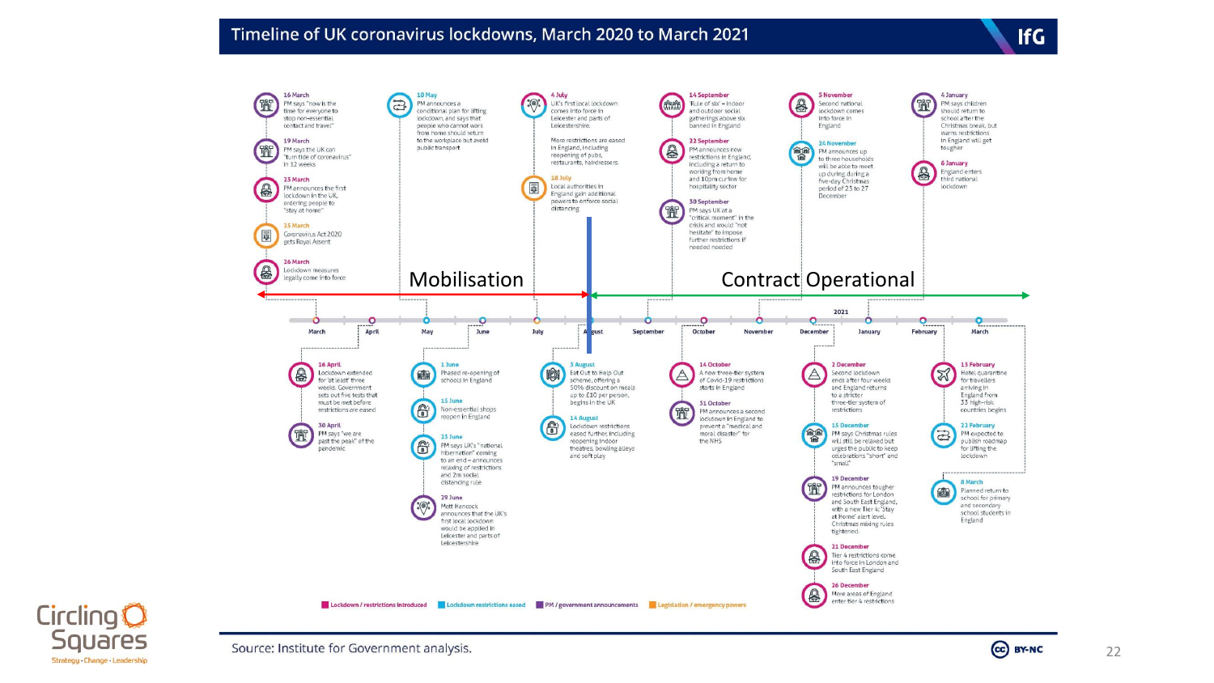# Timeline of UK coronavirus lockdowns, March 2020 to March 2021

**Mobilisation** | **Contract Operational**

**16 March** – PM says "now is the time for everyone to stop non-essential contact and travel"

**19 March** – PM says the UK can "turn tide of coronavirus" in 12 weeks

**23 March** – PM announces the first lockdown in the UK, ordering people to "stay at home"

**25 March** – Coronavirus Act 2020 gets Royal Assent

**26 March** – Lockdown measures legally come into force

**16 April** – Lockdown extended for 'at least' three weeks. Government sets out five tests that must be met before restrictions are eased

**30 April** – PM says "we are past the peak" of the pandemic

**10 May** – PM announces a conditional plan for lifting lockdown, and says that people who cannot work from home should return to the workplace but avoid public transport

**1 June** – Phased re-opening of schools in England

**15 June** – Non-essential shops reopen in England

**23 June** – PM says UK's "national hibernation" coming to an end – announces relaxing of restrictions and 2m social distancing rule

**29 June** – Matt Hancock announces that the UK's first local lockdown would be applied in Leicester and parts of Leicestershire

**4 July** – UK's first local lockdown comes into force in Leicester and parts of Leicestershire.

More restrictions are eased in England, including reopening of pubs, restaurants, hairdressers.

**18 July** – Local authorities in England gain additional powers to enforce social distancing

**3 August** – Eat Out to Help Out scheme, offering a 50% discount on meals up to £10 per person, begins in the UK

**14 August** – Lockdown restrictions eased further, including reopening indoor theatres, bowling alleys and soft play

**14 September** – 'Rule of six' – indoor and outdoor social gatherings above six banned in England

**22 September** – PM announces new restrictions in England, including a return to working from home and 10pm curfew for hospitality sector

**30 September** – PM says UK at a "critical moment" in the crisis and would "not hesitate" to impose further restrictions if needed needed

**14 October** – A new three-tier system of Covid-19 restrictions starts in England

**31 October** – PM announces a second lockdown in England to prevent a "medical and moral disaster" for the NHS

**5 November** – Second national lockdown comes into force in England

**24 November** – PM announces up to three households will be able to meet up during during a five-day Christmas period of 23 to 27 December

**2 December** – Second lockdown ends after four weeks and England returns to a stricter three-tier system of restrictions

**15 December** – PM says Christmas rules will still be relaxed but urges the public to keep celebrations "short" and "small"

**19 December** – PM announces tougher restrictions for London and South East England, with a new Tier 4: 'Stay at Home' alert level. Christmas mixing rules tightened.

**21 December** – Tier 4 restrictions come into force in London and South East England

**26 December** – More areas of England enter tier 4 restrictions

**2021**

**4 January** – PM says children should return to school after the Christmas break, but warns restrictions in England will get tougher

**6 January** – England enters third national lockdown

**15 February** – Hotel quarantine for travellers arriving in England from 33 high-risk countries begins

**22 February** – PM expected to publish roadmap for lifting the lockdown

**8 March** – Planned return to school for primary and secondary school students in England

Key: Lockdown / restrictions introduced | Lockdown restrictions eased | PM / government announcements | Legislation / emergency powers

Source: Institute for Government analysis.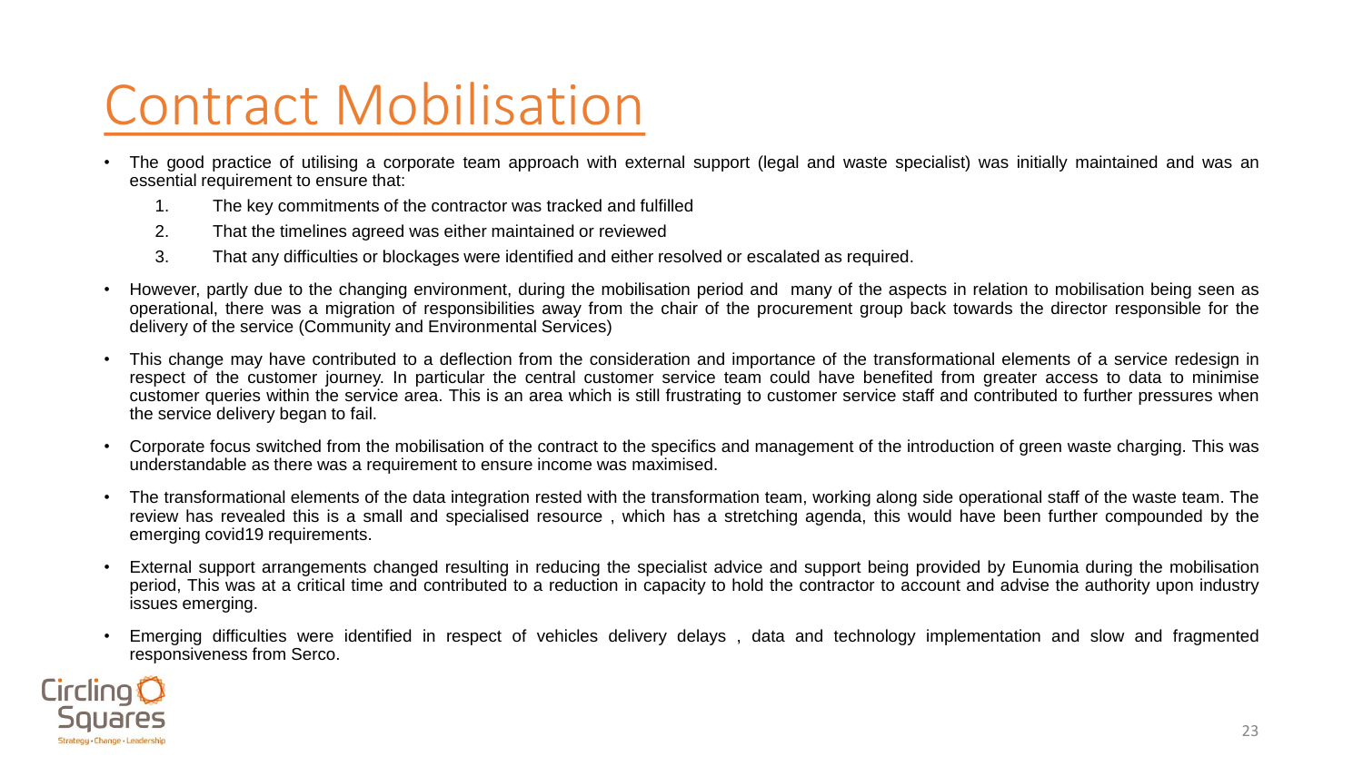# Contract Mobilisation

- The good practice of utilising a corporate team approach with external support (legal and waste specialist) was initially maintained and was an essential requirement to ensure that:
  1. The key commitments of the contractor was tracked and fulfilled
  2. That the timelines agreed was either maintained or reviewed
  3. That any difficulties or blockages were identified and either resolved or escalated as required.
- However, partly due to the changing environment, during the mobilisation period and many of the aspects in relation to mobilisation being seen as operational, there was a migration of responsibilities away from the chair of the procurement group back towards the director responsible for the delivery of the service (Community and Environmental Services)
- This change may have contributed to a deflection from the consideration and importance of the transformational elements of a service redesign in respect of the customer journey. In particular the central customer service team could have benefited from greater access to data to minimise customer queries within the service area. This is an area which is still frustrating to customer service staff and contributed to further pressures when the service delivery began to fail.
- Corporate focus switched from the mobilisation of the contract to the specifics and management of the introduction of green waste charging. This was understandable as there was a requirement to ensure income was maximised.
- The transformational elements of the data integration rested with the transformation team, working along side operational staff of the waste team. The review has revealed this is a small and specialised resource , which has a stretching agenda, this would have been further compounded by the emerging covid19 requirements.
- External support arrangements changed resulting in reducing the specialist advice and support being provided by Eunomia during the mobilisation period, This was at a critical time and contributed to a reduction in capacity to hold the contractor to account and advise the authority upon industry issues emerging.
- Emerging difficulties were identified in respect of vehicles delivery delays , data and technology implementation and slow and fragmented responsiveness from Serco.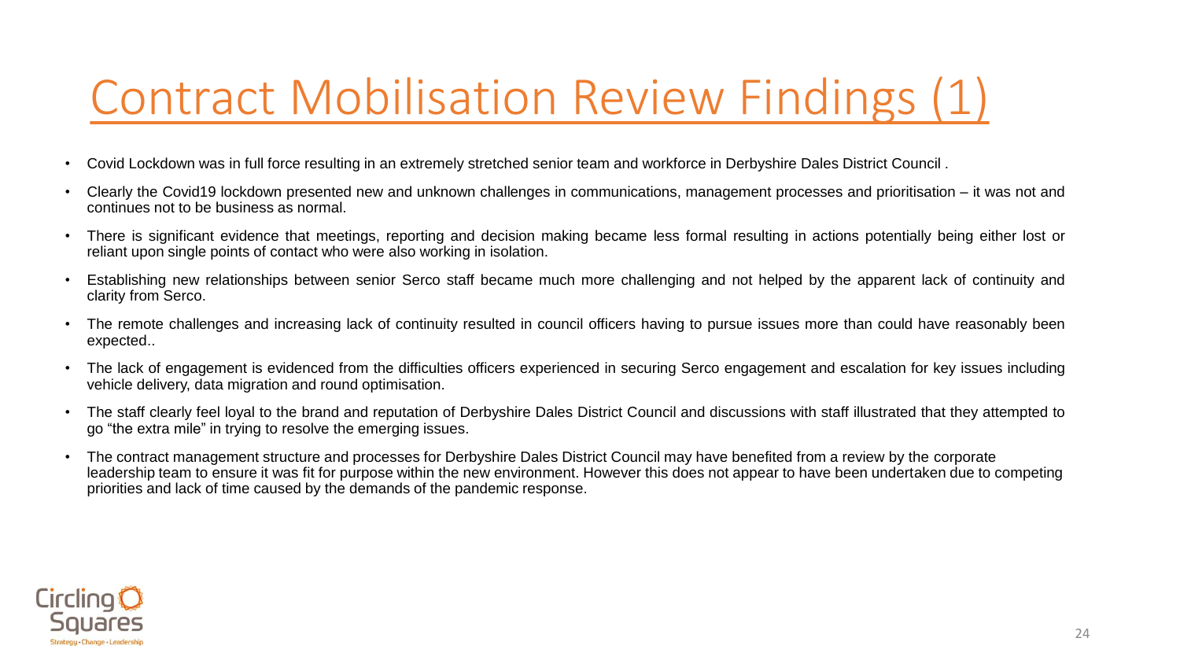# Contract Mobilisation Review Findings (1)

- Covid Lockdown was in full force resulting in an extremely stretched senior team and workforce in Derbyshire Dales District Council .
- Clearly the Covid19 lockdown presented new and unknown challenges in communications, management processes and prioritisation – it was not and continues not to be business as normal.
- There is significant evidence that meetings, reporting and decision making became less formal resulting in actions potentially being either lost or reliant upon single points of contact who were also working in isolation.
- Establishing new relationships between senior Serco staff became much more challenging and not helped by the apparent lack of continuity and clarity from Serco.
- The remote challenges and increasing lack of continuity resulted in council officers having to pursue issues more than could have reasonably been expected..
- The lack of engagement is evidenced from the difficulties officers experienced in securing Serco engagement and escalation for key issues including vehicle delivery, data migration and round optimisation.
- The staff clearly feel loyal to the brand and reputation of Derbyshire Dales District Council and discussions with staff illustrated that they attempted to go "the extra mile" in trying to resolve the emerging issues.
- The contract management structure and processes for Derbyshire Dales District Council may have benefited from a review by the corporate leadership team to ensure it was fit for purpose within the new environment. However this does not appear to have been undertaken due to competing priorities and lack of time caused by the demands of the pandemic response.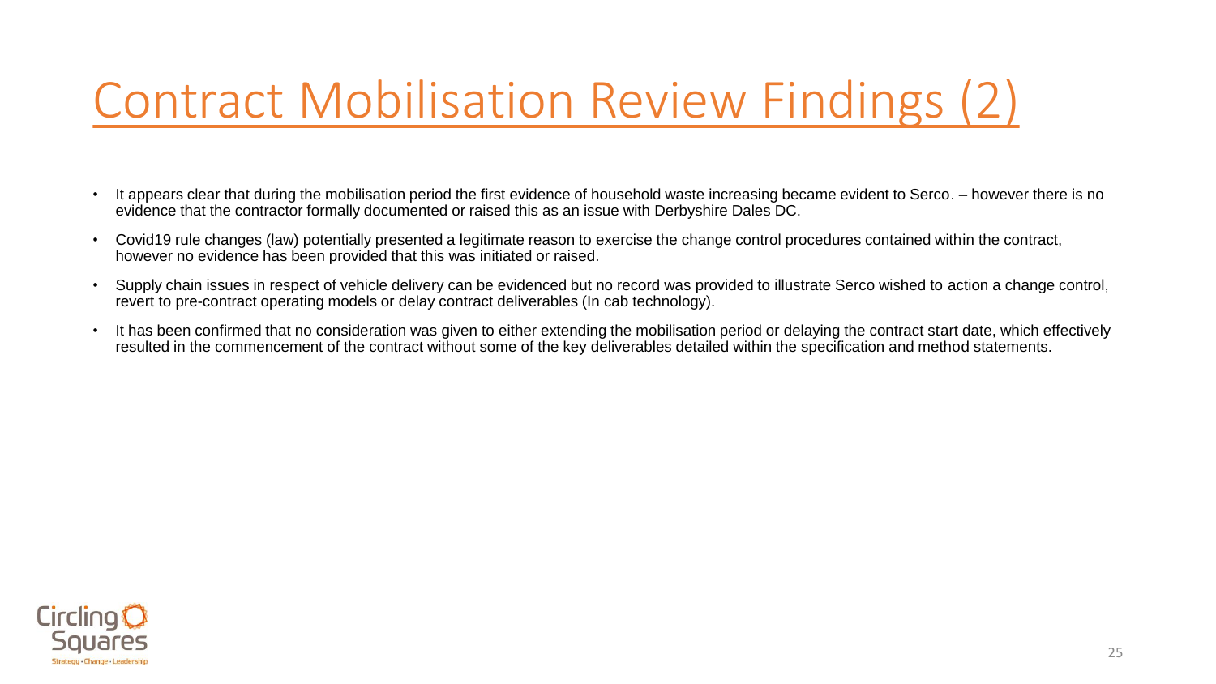# Contract Mobilisation Review Findings (2)

- It appears clear that during the mobilisation period the first evidence of household waste increasing became evident to Serco. – however there is no evidence that the contractor formally documented or raised this as an issue with Derbyshire Dales DC.
- Covid19 rule changes (law) potentially presented a legitimate reason to exercise the change control procedures contained within the contract, however no evidence has been provided that this was initiated or raised.
- Supply chain issues in respect of vehicle delivery can be evidenced but no record was provided to illustrate Serco wished to action a change control, revert to pre-contract operating models or delay contract deliverables (In cab technology).
- It has been confirmed that no consideration was given to either extending the mobilisation period or delaying the contract start date, which effectively resulted in the commencement of the contract without some of the key deliverables detailed within the specification and method statements.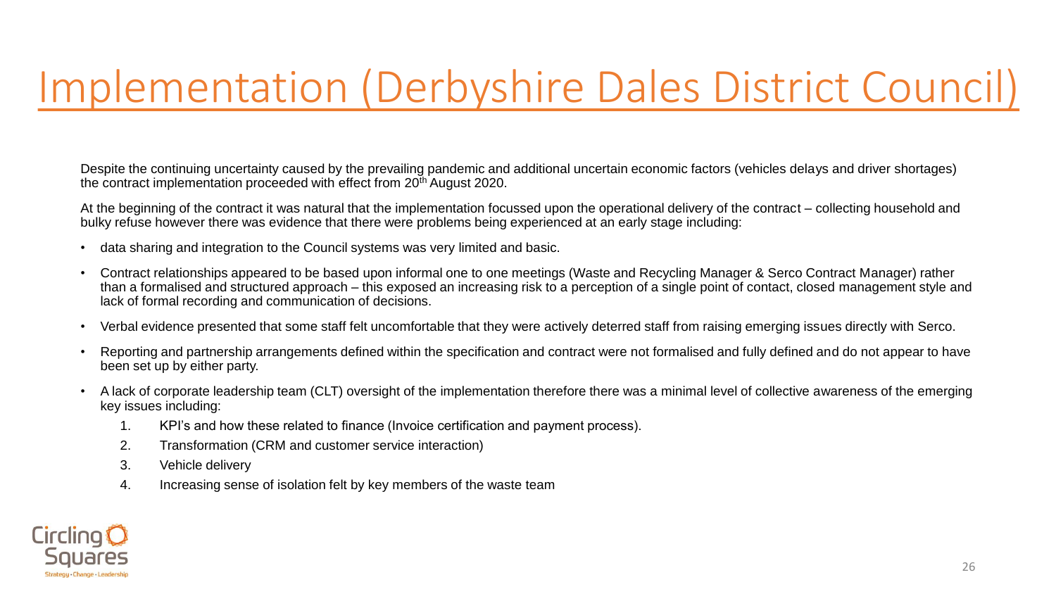# Implementation (Derbyshire Dales District Council)

Despite the continuing uncertainty caused by the prevailing pandemic and additional uncertain economic factors (vehicles delays and driver shortages) the contract implementation proceeded with effect from 20th August 2020.

At the beginning of the contract it was natural that the implementation focussed upon the operational delivery of the contract – collecting household and bulky refuse however there was evidence that there were problems being experienced at an early stage including:

- data sharing and integration to the Council systems was very limited and basic.
- Contract relationships appeared to be based upon informal one to one meetings (Waste and Recycling Manager & Serco Contract Manager) rather than a formalised and structured approach – this exposed an increasing risk to a perception of a single point of contact, closed management style and lack of formal recording and communication of decisions.
- Verbal evidence presented that some staff felt uncomfortable that they were actively deterred staff from raising emerging issues directly with Serco.
- Reporting and partnership arrangements defined within the specification and contract were not formalised and fully defined and do not appear to have been set up by either party.
- A lack of corporate leadership team (CLT) oversight of the implementation therefore there was a minimal level of collective awareness of the emerging key issues including:
  1. KPI's and how these related to finance (Invoice certification and payment process).
  2. Transformation (CRM and customer service interaction)
  3. Vehicle delivery
  4. Increasing sense of isolation felt by key members of the waste team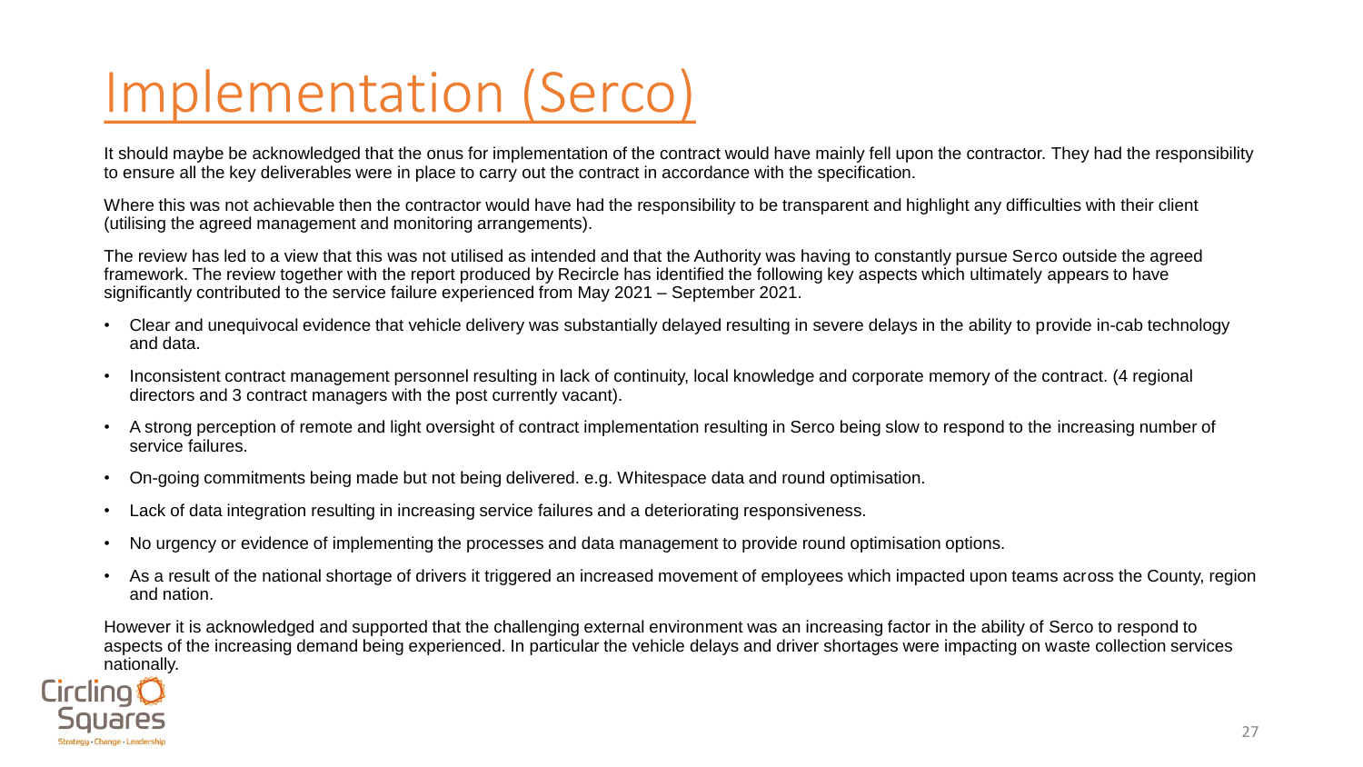# Implementation (Serco)

It should maybe be acknowledged that the onus for implementation of the contract would have mainly fell upon the contractor. They had the responsibility to ensure all the key deliverables were in place to carry out the contract in accordance with the specification.

Where this was not achievable then the contractor would have had the responsibility to be transparent and highlight any difficulties with their client (utilising the agreed management and monitoring arrangements).

The review has led to a view that this was not utilised as intended and that the Authority was having to constantly pursue Serco outside the agreed framework. The review together with the report produced by Recircle has identified the following key aspects which ultimately appears to have significantly contributed to the service failure experienced from May 2021 – September 2021.

- Clear and unequivocal evidence that vehicle delivery was substantially delayed resulting in severe delays in the ability to provide in-cab technology and data.
- Inconsistent contract management personnel resulting in lack of continuity, local knowledge and corporate memory of the contract. (4 regional directors and 3 contract managers with the post currently vacant).
- A strong perception of remote and light oversight of contract implementation resulting in Serco being slow to respond to the increasing number of service failures.
- On-going commitments being made but not being delivered. e.g. Whitespace data and round optimisation.
- Lack of data integration resulting in increasing service failures and a deteriorating responsiveness.
- No urgency or evidence of implementing the processes and data management to provide round optimisation options.
- As a result of the national shortage of drivers it triggered an increased movement of employees which impacted upon teams across the County, region and nation.

However it is acknowledged and supported that the challenging external environment was an increasing factor in the ability of Serco to respond to aspects of the increasing demand being experienced. In particular the vehicle delays and driver shortages were impacting on waste collection services nationally.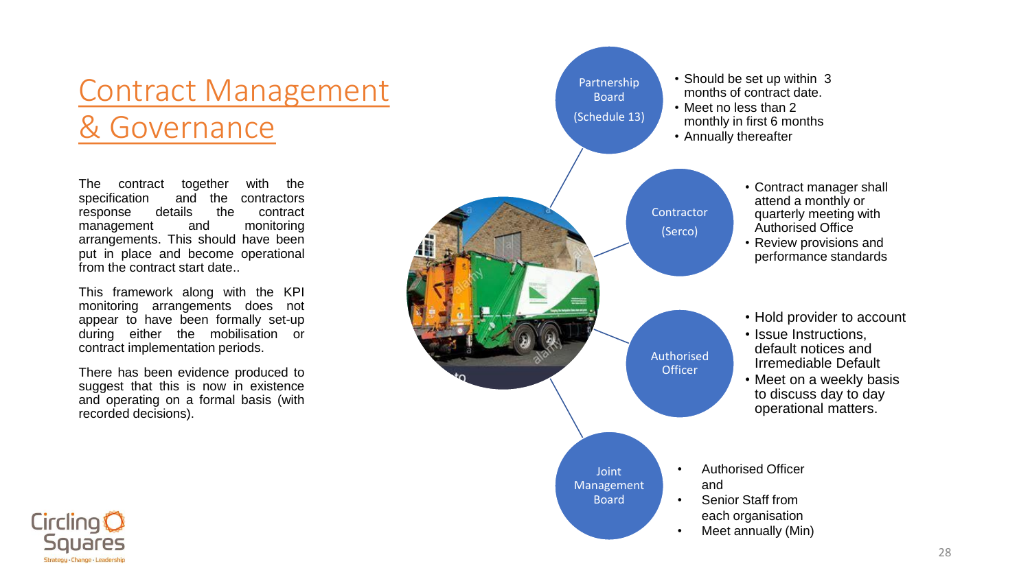# Contract Management & Governance

The contract together with the specification and the contractors response details the contract management and monitoring arrangements. This should have been put in place and become operational from the contract start date..

This framework along with the KPI monitoring arrangements does not appear to have been formally set-up during either the mobilisation or contract implementation periods.

There has been evidence produced to suggest that this is now in existence and operating on a formal basis (with recorded decisions).

**Partnership Board (Schedule 13)**

- Should be set up within 3 months of contract date.
- Meet no less than 2 monthly in first 6 months
- Annually thereafter

**Contractor (Serco)**

- Contract manager shall attend a monthly or quarterly meeting with Authorised Office
- Review provisions and performance standards

**Authorised Officer**

- Hold provider to account
- Issue Instructions, default notices and Irremediable Default
- Meet on a weekly basis to discuss day to day operational matters.

**Joint Management Board**

- Authorised Officer and
- Senior Staff from each organisation
- Meet annually (Min)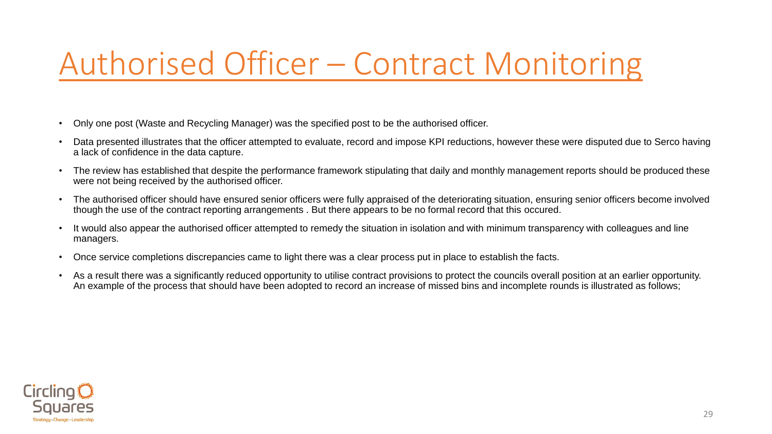# Authorised Officer – Contract Monitoring

- Only one post (Waste and Recycling Manager) was the specified post to be the authorised officer.
- Data presented illustrates that the officer attempted to evaluate, record and impose KPI reductions, however these were disputed due to Serco having a lack of confidence in the data capture.
- The review has established that despite the performance framework stipulating that daily and monthly management reports should be produced these were not being received by the authorised officer.
- The authorised officer should have ensured senior officers were fully appraised of the deteriorating situation, ensuring senior officers become involved though the use of the contract reporting arrangements . But there appears to be no formal record that this occured.
- It would also appear the authorised officer attempted to remedy the situation in isolation and with minimum transparency with colleagues and line managers.
- Once service completions discrepancies came to light there was a clear process put in place to establish the facts.
- As a result there was a significantly reduced opportunity to utilise contract provisions to protect the councils overall position at an earlier opportunity. An example of the process that should have been adopted to record an increase of missed bins and incomplete rounds is illustrated as follows;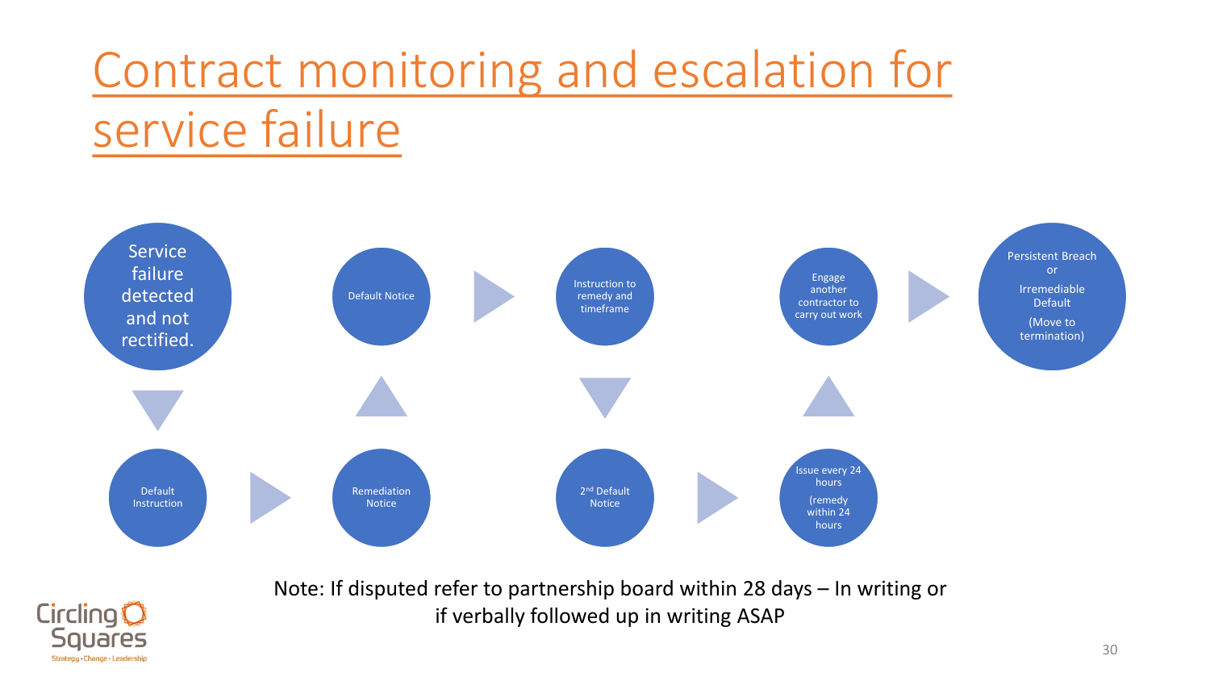# Contract monitoring and escalation for service failure

Service failure detected and not rectified.

Default Instruction

Remediation Notice

Default Notice

Instruction to remedy and timeframe

2nd Default Notice

Issue every 24 hours

(remedy within 24 hours

Engage another contractor to carry out work

Persistent Breach or

Irremediable Default

(Move to termination)

Note: If disputed refer to partnership board within 28 days – In writing or if verbally followed up in writing ASAP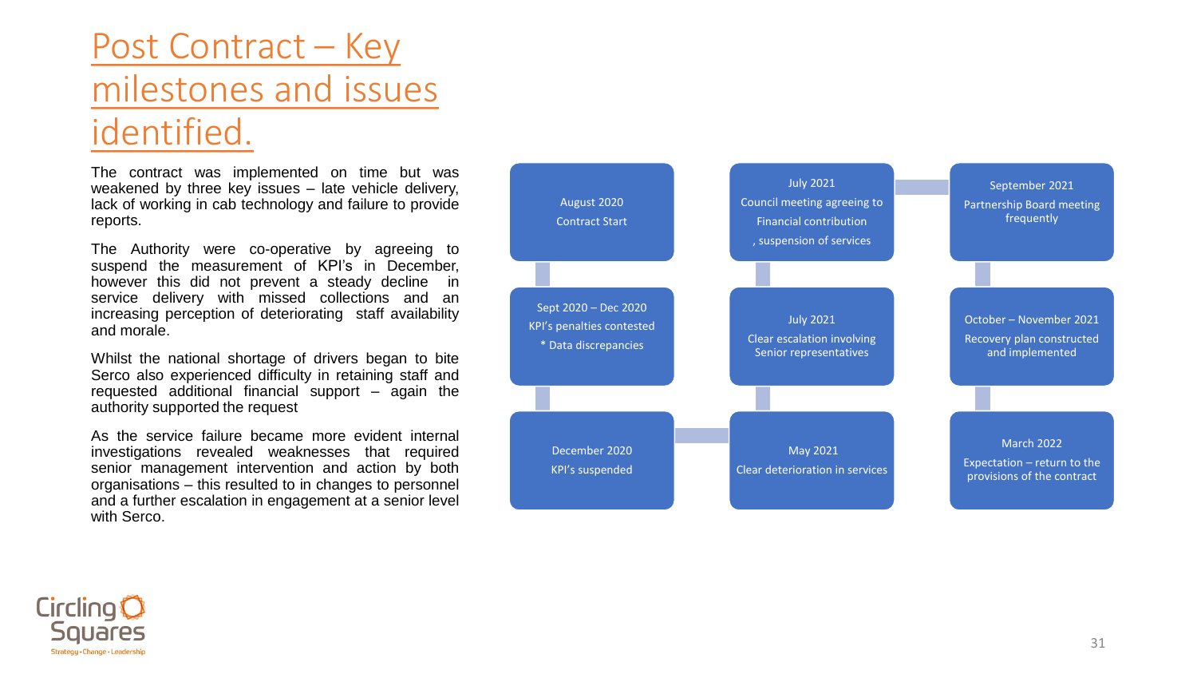# Post Contract – Key milestones and issues identified.

The contract was implemented on time but was weakened by three key issues – late vehicle delivery, lack of working in cab technology and failure to provide reports.

The Authority were co-operative by agreeing to suspend the measurement of KPI's in December, however this did not prevent a steady decline in service delivery with missed collections and an increasing perception of deteriorating staff availability and morale.

Whilst the national shortage of drivers began to bite Serco also experienced difficulty in retaining staff and requested additional financial support – again the authority supported the request

As the service failure became more evident internal investigations revealed weaknesses that required senior management intervention and action by both organisations – this resulted to in changes to personnel and a further escalation in engagement at a senior level with Serco.

August 2020
Contract Start

Sept 2020 – Dec 2020
KPI's penalties contested
* Data discrepancies

December 2020
KPI's suspended

May 2021
Clear deterioration in services

July 2021
Clear escalation involving Senior representatives

July 2021
Council meeting agreeing to Financial contribution, suspension of services

September 2021
Partnership Board meeting frequently

October – November 2021
Recovery plan constructed and implemented

March 2022
Expectation – return to the provisions of the contract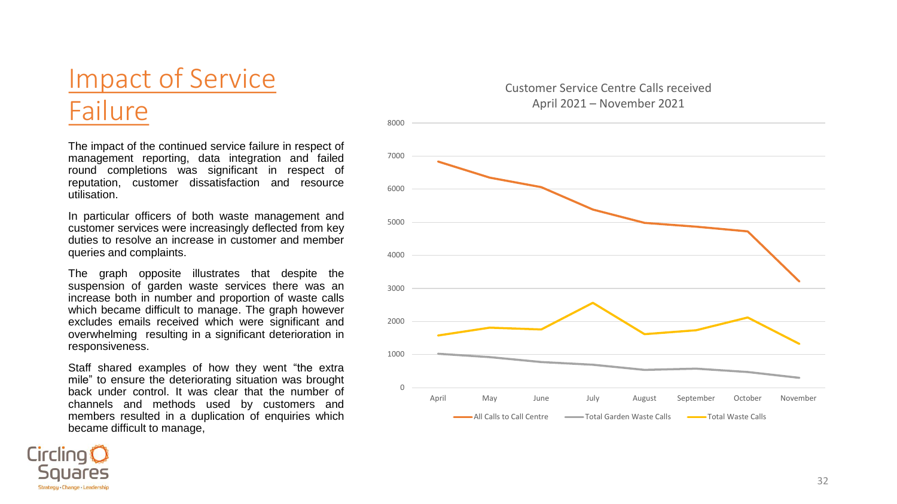# Impact of Service Failure

The impact of the continued service failure in respect of management reporting, data integration and failed round completions was significant in respect of reputation, customer dissatisfaction and resource utilisation.

In particular officers of both waste management and customer services were increasingly deflected from key duties to resolve an increase in customer and member queries and complaints.

The graph opposite illustrates that despite the suspension of garden waste services there was an increase both in number and proportion of waste calls which became difficult to manage. The graph however excludes emails received which were significant and overwhelming resulting in a significant deterioration in responsiveness.

Staff shared examples of how they went "the extra mile" to ensure the deteriorating situation was brought back under control. It was clear that the number of channels and methods used by customers and members resulted in a duplication of enquiries which became difficult to manage,

Customer Service Centre Calls received
April 2021 – November 2021

Legend: All Calls to Call Centre; Total Garden Waste Calls; Total Waste Calls

Months: April, May, June, July, August, September, October, November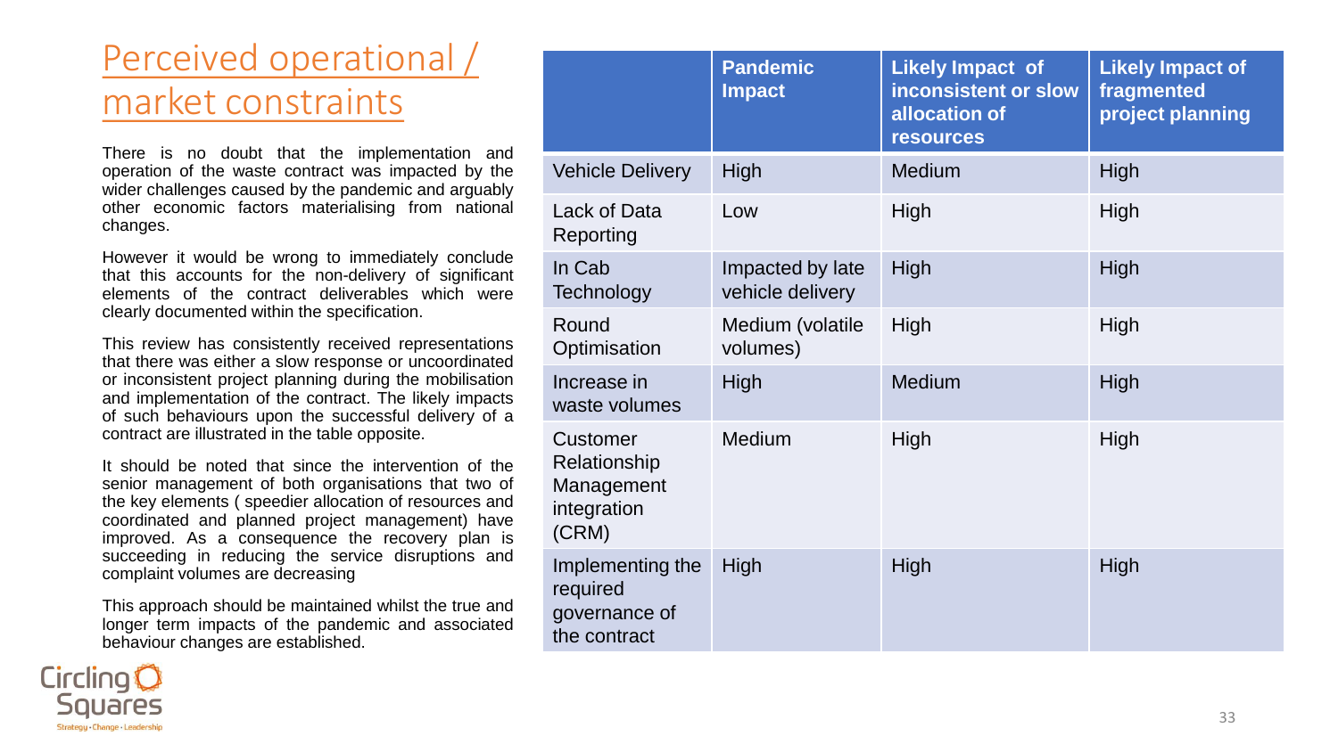# Perceived operational / market constraints

There is no doubt that the implementation and operation of the waste contract was impacted by the wider challenges caused by the pandemic and arguably other economic factors materialising from national changes.

However it would be wrong to immediately conclude that this accounts for the non-delivery of significant elements of the contract deliverables which were clearly documented within the specification.

This review has consistently received representations that there was either a slow response or uncoordinated or inconsistent project planning during the mobilisation and implementation of the contract. The likely impacts of such behaviours upon the successful delivery of a contract are illustrated in the table opposite.

It should be noted that since the intervention of the senior management of both organisations that two of the key elements ( speedier allocation of resources and coordinated and planned project management) have improved. As a consequence the recovery plan is succeeding in reducing the service disruptions and complaint volumes are decreasing

This approach should be maintained whilst the true and longer term impacts of the pandemic and associated behaviour changes are established.

| | Pandemic Impact | Likely Impact of inconsistent or slow allocation of resources | Likely Impact of fragmented project planning |
|---|---|---|---|
| Vehicle Delivery | High | Medium | High |
| Lack of Data Reporting | Low | High | High |
| In Cab Technology | Impacted by late vehicle delivery | High | High |
| Round Optimisation | Medium (volatile volumes) | High | High |
| Increase in waste volumes | High | Medium | High |
| Customer Relationship Management integration (CRM) | Medium | High | High |
| Implementing the required governance of the contract | High | High | High |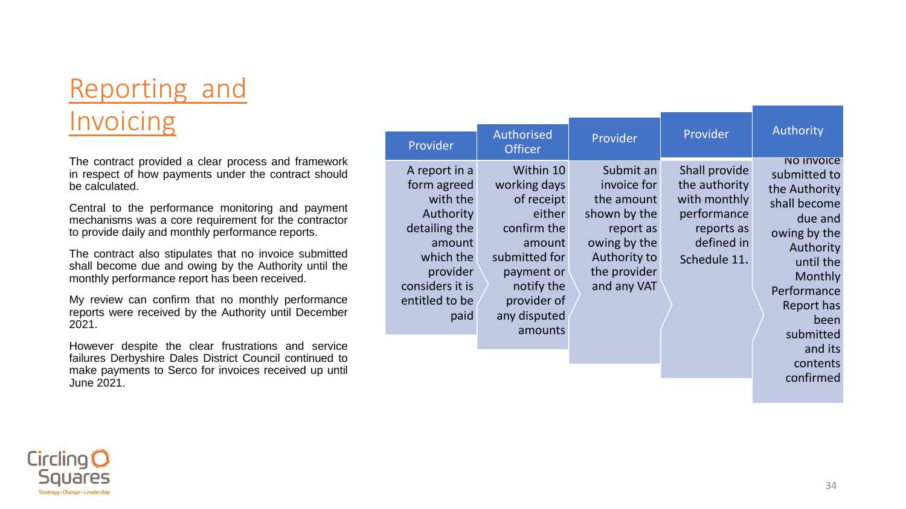# Reporting and Invoicing

The contract provided a clear process and framework in respect of how payments under the contract should be calculated.

Central to the performance monitoring and payment mechanisms was a core requirement for the contractor to provide daily and monthly performance reports.

The contract also stipulates that no invoice submitted shall become due and owing by the Authority until the monthly performance report has been received.

My review can confirm that no monthly performance reports were received by the Authority until December 2021.

However despite the clear frustrations and service failures Derbyshire Dales District Council continued to make payments to Serco for invoices received up until June 2021.

| Provider | Authorised Officer | Provider | Provider | Authority |
| --- | --- | --- | --- | --- |
| A report in a form agreed with the Authority detailing the amount which the provider considers it is entitled to be paid | Within 10 working days of receipt either confirm the amount submitted for payment or notify the provider of any disputed amounts | Submit an invoice for the amount shown by the report as owing by the Authority to the provider and any VAT | Shall provide the authority with monthly performance reports as defined in Schedule 11. | No invoice submitted to the Authority shall become due and owing by the Authority until the Monthly Performance Report has been submitted and its contents confirmed |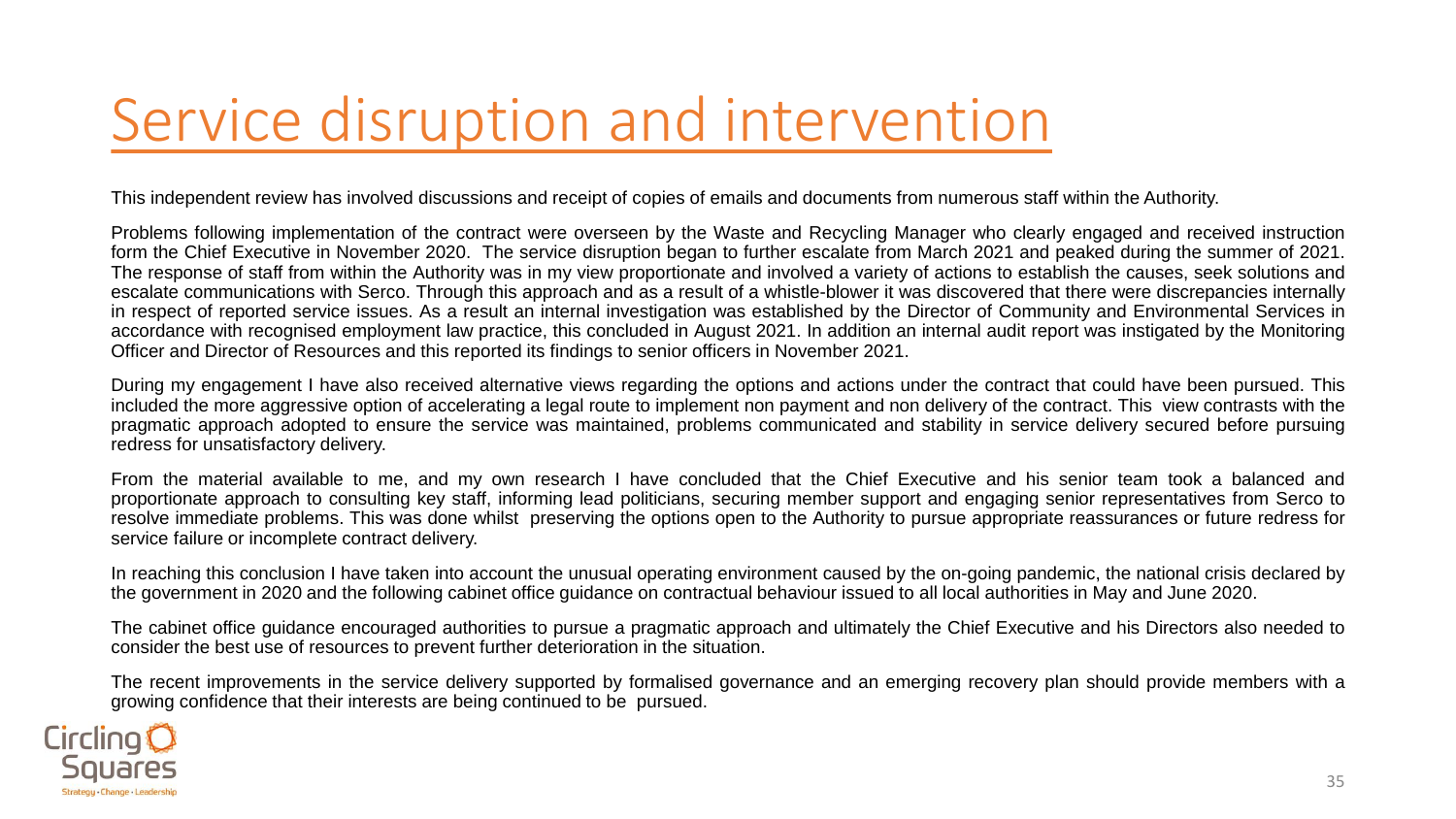# Service disruption and intervention

This independent review has involved discussions and receipt of copies of emails and documents from numerous staff within the Authority.

Problems following implementation of the contract were overseen by the Waste and Recycling Manager who clearly engaged and received instruction form the Chief Executive in November 2020. The service disruption began to further escalate from March 2021 and peaked during the summer of 2021. The response of staff from within the Authority was in my view proportionate and involved a variety of actions to establish the causes, seek solutions and escalate communications with Serco. Through this approach and as a result of a whistle-blower it was discovered that there were discrepancies internally in respect of reported service issues. As a result an internal investigation was established by the Director of Community and Environmental Services in accordance with recognised employment law practice, this concluded in August 2021. In addition an internal audit report was instigated by the Monitoring Officer and Director of Resources and this reported its findings to senior officers in November 2021.

During my engagement I have also received alternative views regarding the options and actions under the contract that could have been pursued. This included the more aggressive option of accelerating a legal route to implement non payment and non delivery of the contract. This view contrasts with the pragmatic approach adopted to ensure the service was maintained, problems communicated and stability in service delivery secured before pursuing redress for unsatisfactory delivery.

From the material available to me, and my own research I have concluded that the Chief Executive and his senior team took a balanced and proportionate approach to consulting key staff, informing lead politicians, securing member support and engaging senior representatives from Serco to resolve immediate problems. This was done whilst preserving the options open to the Authority to pursue appropriate reassurances or future redress for service failure or incomplete contract delivery.

In reaching this conclusion I have taken into account the unusual operating environment caused by the on-going pandemic, the national crisis declared by the government in 2020 and the following cabinet office guidance on contractual behaviour issued to all local authorities in May and June 2020.

The cabinet office guidance encouraged authorities to pursue a pragmatic approach and ultimately the Chief Executive and his Directors also needed to consider the best use of resources to prevent further deterioration in the situation.

The recent improvements in the service delivery supported by formalised governance and an emerging recovery plan should provide members with a growing confidence that their interests are being continued to be pursued.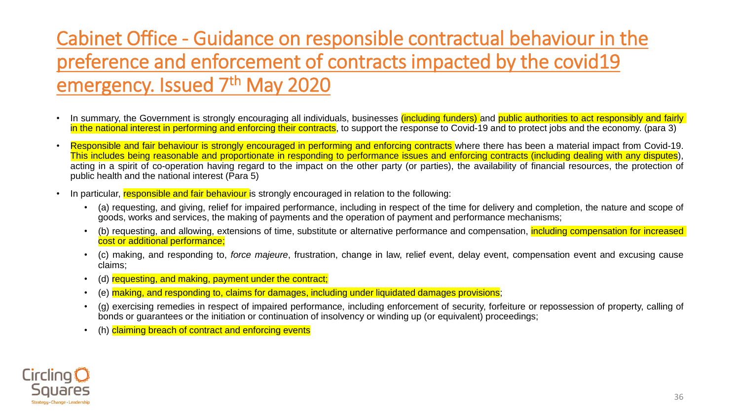# Cabinet Office - Guidance on responsible contractual behaviour in the preference and enforcement of contracts impacted by the covid19 emergency. Issued 7th May 2020

- In summary, the Government is strongly encouraging all individuals, businesses (including funders) and public authorities to act responsibly and fairly in the national interest in performing and enforcing their contracts, to support the response to Covid-19 and to protect jobs and the economy. (para 3)
- Responsible and fair behaviour is strongly encouraged in performing and enforcing contracts where there has been a material impact from Covid-19. This includes being reasonable and proportionate in responding to performance issues and enforcing contracts (including dealing with any disputes), acting in a spirit of co-operation having regard to the impact on the other party (or parties), the availability of financial resources, the protection of public health and the national interest (Para 5)
- In particular, responsible and fair behaviour is strongly encouraged in relation to the following:
  - (a) requesting, and giving, relief for impaired performance, including in respect of the time for delivery and completion, the nature and scope of goods, works and services, the making of payments and the operation of payment and performance mechanisms;
  - (b) requesting, and allowing, extensions of time, substitute or alternative performance and compensation, including compensation for increased cost or additional performance;
  - (c) making, and responding to, *force majeure*, frustration, change in law, relief event, delay event, compensation event and excusing cause claims;
  - (d) requesting, and making, payment under the contract;
  - (e) making, and responding to, claims for damages, including under liquidated damages provisions;
  - (g) exercising remedies in respect of impaired performance, including enforcement of security, forfeiture or repossession of property, calling of bonds or guarantees or the initiation or continuation of insolvency or winding up (or equivalent) proceedings;
  - (h) claiming breach of contract and enforcing events

Circling Squares
Strategy • Change • Leadership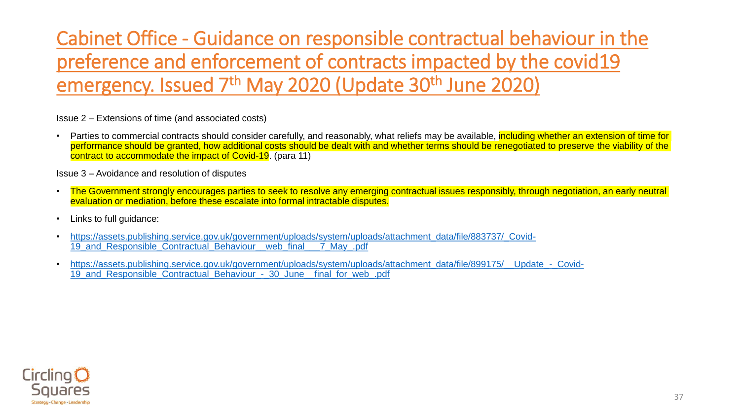# Cabinet Office - Guidance on responsible contractual behaviour in the preference and enforcement of contracts impacted by the covid19 emergency. Issued 7th May 2020 (Update 30th June 2020)

Issue 2 – Extensions of time (and associated costs)

- Parties to commercial contracts should consider carefully, and reasonably, what reliefs may be available, including whether an extension of time for performance should be granted, how additional costs should be dealt with and whether terms should be renegotiated to preserve the viability of the contract to accommodate the impact of Covid-19. (para 11)

Issue 3 – Avoidance and resolution of disputes

- The Government strongly encourages parties to seek to resolve any emerging contractual issues responsibly, through negotiation, an early neutral evaluation or mediation, before these escalate into formal intractable disputes.
- Links to full guidance:
- https://assets.publishing.service.gov.uk/government/uploads/system/uploads/attachment_data/file/883737/_Covid-19_and_Responsible_Contractual_Behaviour__web_final___7_May_.pdf
- https://assets.publishing.service.gov.uk/government/uploads/system/uploads/attachment_data/file/899175/__Update_-_Covid-19_and_Responsible_Contractual_Behaviour_-_30_June__final_for_web_.pdf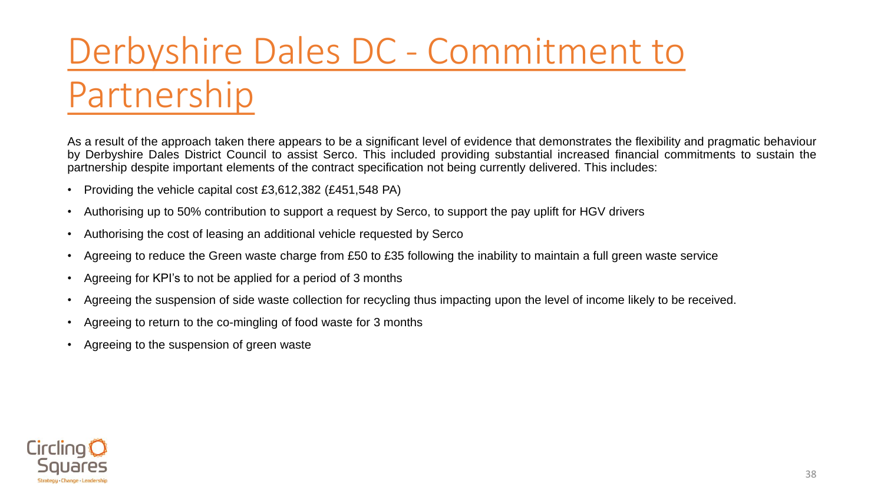# Derbyshire Dales DC - Commitment to Partnership

As a result of the approach taken there appears to be a significant level of evidence that demonstrates the flexibility and pragmatic behaviour by Derbyshire Dales District Council to assist Serco. This included providing substantial increased financial commitments to sustain the partnership despite important elements of the contract specification not being currently delivered. This includes:

- Providing the vehicle capital cost £3,612,382 (£451,548 PA)
- Authorising up to 50% contribution to support a request by Serco, to support the pay uplift for HGV drivers
- Authorising the cost of leasing an additional vehicle requested by Serco
- Agreeing to reduce the Green waste charge from £50 to £35 following the inability to maintain a full green waste service
- Agreeing for KPI's to not be applied for a period of 3 months
- Agreeing the suspension of side waste collection for recycling thus impacting upon the level of income likely to be received.
- Agreeing to return to the co-mingling of food waste for 3 months
- Agreeing to the suspension of green waste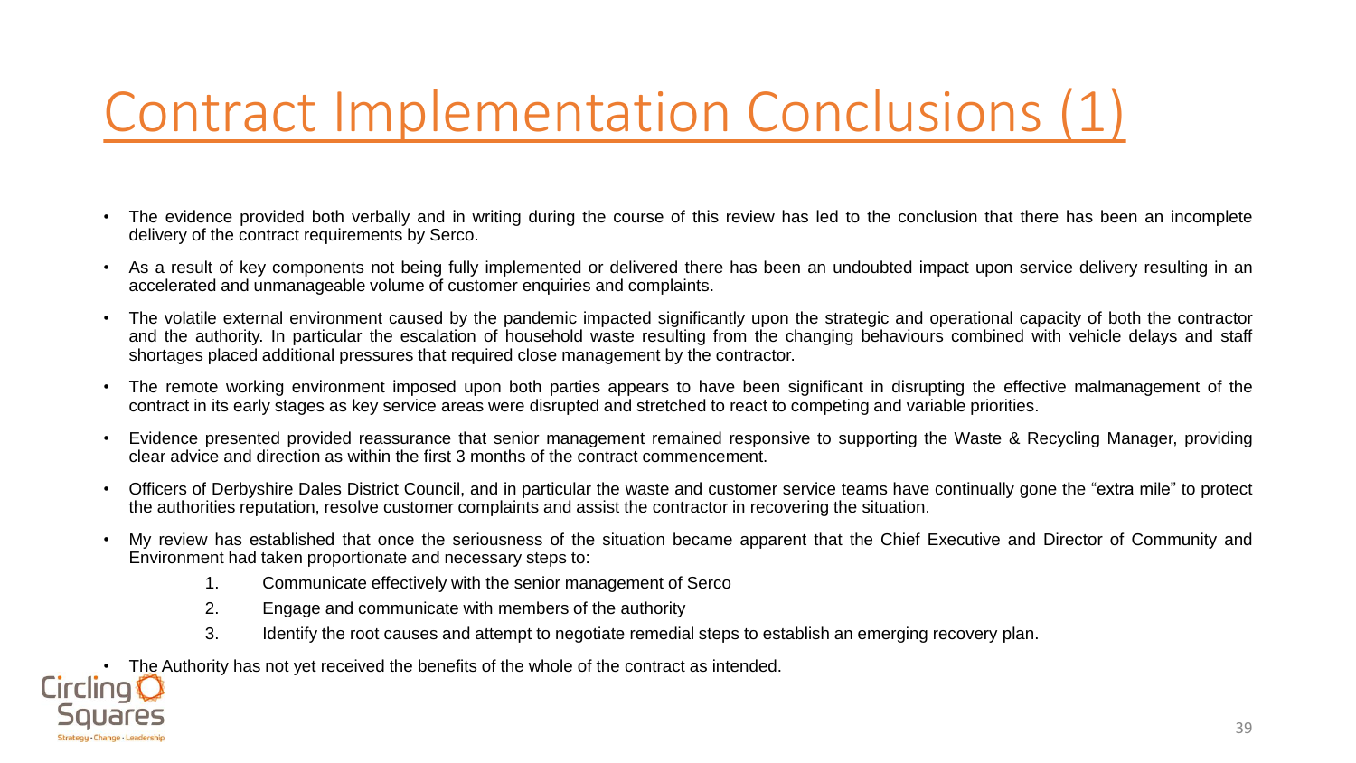# Contract Implementation Conclusions (1)

- The evidence provided both verbally and in writing during the course of this review has led to the conclusion that there has been an incomplete delivery of the contract requirements by Serco.
- As a result of key components not being fully implemented or delivered there has been an undoubted impact upon service delivery resulting in an accelerated and unmanageable volume of customer enquiries and complaints.
- The volatile external environment caused by the pandemic impacted significantly upon the strategic and operational capacity of both the contractor and the authority. In particular the escalation of household waste resulting from the changing behaviours combined with vehicle delays and staff shortages placed additional pressures that required close management by the contractor.
- The remote working environment imposed upon both parties appears to have been significant in disrupting the effective malmanagement of the contract in its early stages as key service areas were disrupted and stretched to react to competing and variable priorities.
- Evidence presented provided reassurance that senior management remained responsive to supporting the Waste & Recycling Manager, providing clear advice and direction as within the first 3 months of the contract commencement.
- Officers of Derbyshire Dales District Council, and in particular the waste and customer service teams have continually gone the "extra mile" to protect the authorities reputation, resolve customer complaints and assist the contractor in recovering the situation.
- My review has established that once the seriousness of the situation became apparent that the Chief Executive and Director of Community and Environment had taken proportionate and necessary steps to:
    1. Communicate effectively with the senior management of Serco
    2. Engage and communicate with members of the authority
    3. Identify the root causes and attempt to negotiate remedial steps to establish an emerging recovery plan.
- The Authority has not yet received the benefits of the whole of the contract as intended.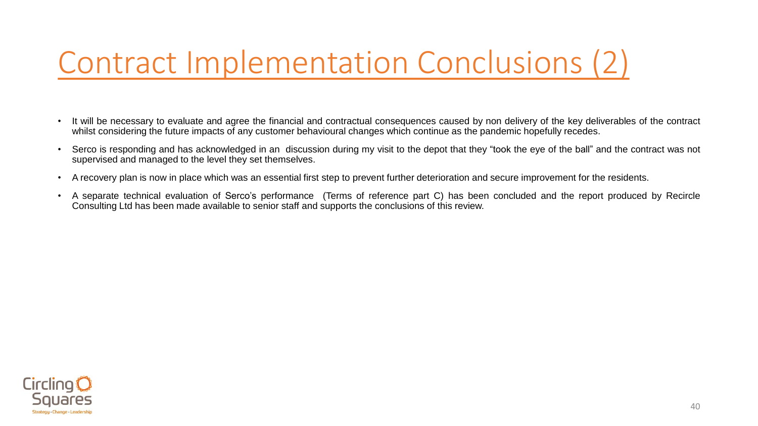# Contract Implementation Conclusions (2)

- It will be necessary to evaluate and agree the financial and contractual consequences caused by non delivery of the key deliverables of the contract whilst considering the future impacts of any customer behavioural changes which continue as the pandemic hopefully recedes.
- Serco is responding and has acknowledged in an discussion during my visit to the depot that they "took the eye of the ball" and the contract was not supervised and managed to the level they set themselves.
- A recovery plan is now in place which was an essential first step to prevent further deterioration and secure improvement for the residents.
- A separate technical evaluation of Serco's performance (Terms of reference part C) has been concluded and the report produced by Recircle Consulting Ltd has been made available to senior staff and supports the conclusions of this review.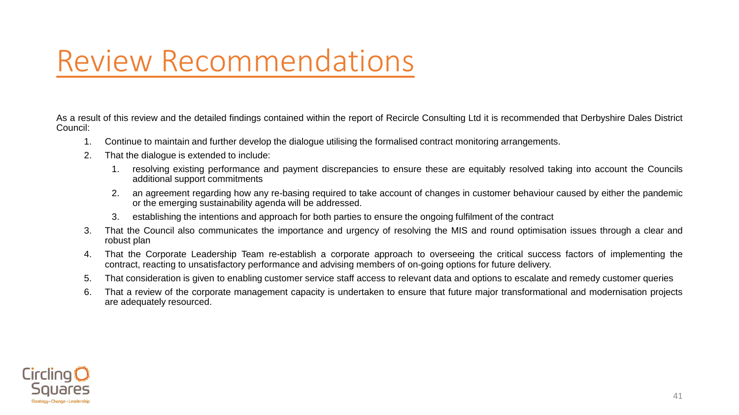# Review Recommendations

As a result of this review and the detailed findings contained within the report of Recircle Consulting Ltd it is recommended that Derbyshire Dales District Council:

1. Continue to maintain and further develop the dialogue utilising the formalised contract monitoring arrangements.
2. That the dialogue is extended to include:
   1. resolving existing performance and payment discrepancies to ensure these are equitably resolved taking into account the Councils additional support commitments
   2. an agreement regarding how any re-basing required to take account of changes in customer behaviour caused by either the pandemic or the emerging sustainability agenda will be addressed.
   3. establishing the intentions and approach for both parties to ensure the ongoing fulfilment of the contract
3. That the Council also communicates the importance and urgency of resolving the MIS and round optimisation issues through a clear and robust plan
4. That the Corporate Leadership Team re-establish a corporate approach to overseeing the critical success factors of implementing the contract, reacting to unsatisfactory performance and advising members of on-going options for future delivery.
5. That consideration is given to enabling customer service staff access to relevant data and options to escalate and remedy customer queries
6. That a review of the corporate management capacity is undertaken to ensure that future major transformational and modernisation projects are adequately resourced.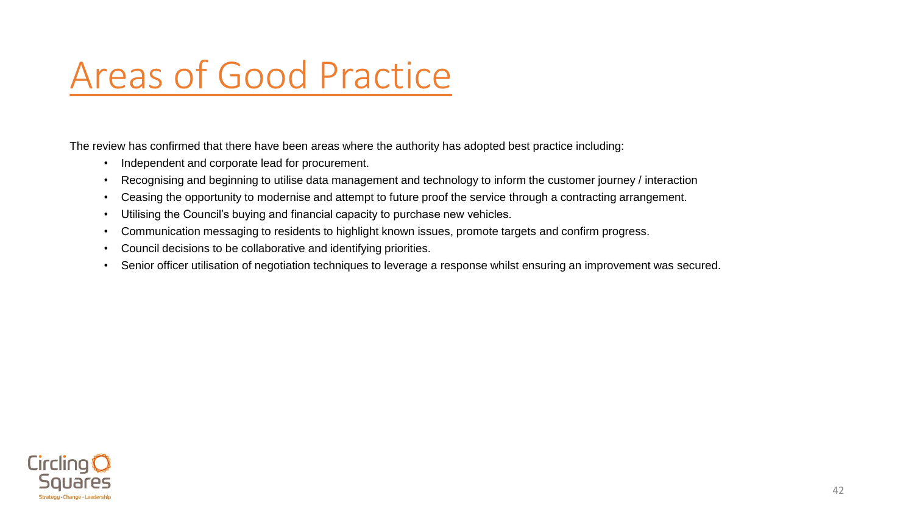# Areas of Good Practice

The review has confirmed that there have been areas where the authority has adopted best practice including:

- Independent and corporate lead for procurement.
- Recognising and beginning to utilise data management and technology to inform the customer journey / interaction
- Ceasing the opportunity to modernise and attempt to future proof the service through a contracting arrangement.
- Utilising the Council's buying and financial capacity to purchase new vehicles.
- Communication messaging to residents to highlight known issues, promote targets and confirm progress.
- Council decisions to be collaborative and identifying priorities.
- Senior officer utilisation of negotiation techniques to leverage a response whilst ensuring an improvement was secured.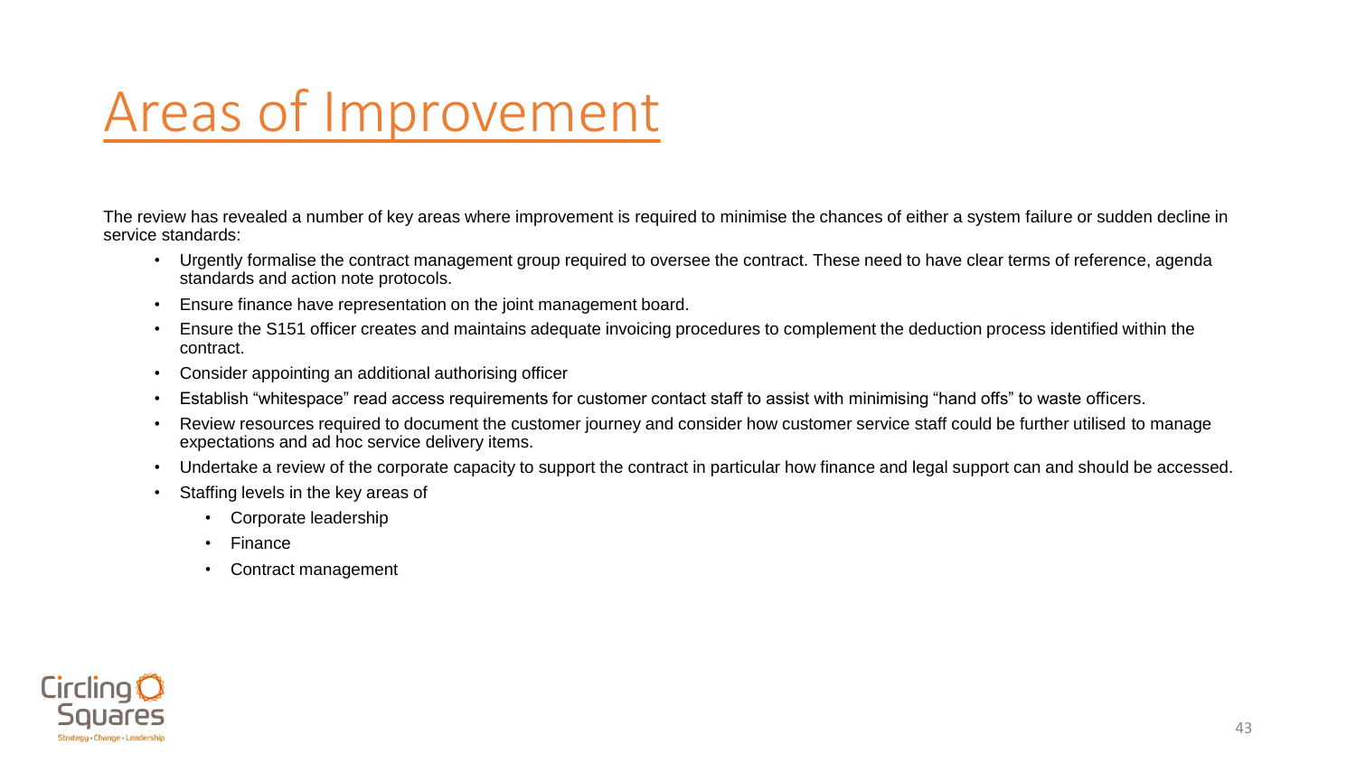# Areas of Improvement

The review has revealed a number of key areas where improvement is required to minimise the chances of either a system failure or sudden decline in service standards:

- Urgently formalise the contract management group required to oversee the contract. These need to have clear terms of reference, agenda standards and action note protocols.
- Ensure finance have representation on the joint management board.
- Ensure the S151 officer creates and maintains adequate invoicing procedures to complement the deduction process identified within the contract.
- Consider appointing an additional authorising officer
- Establish "whitespace" read access requirements for customer contact staff to assist with minimising "hand offs" to waste officers.
- Review resources required to document the customer journey and consider how customer service staff could be further utilised to manage expectations and ad hoc service delivery items.
- Undertake a review of the corporate capacity to support the contract in particular how finance and legal support can and should be accessed.
- Staffing levels in the key areas of
  - Corporate leadership
  - Finance
  - Contract management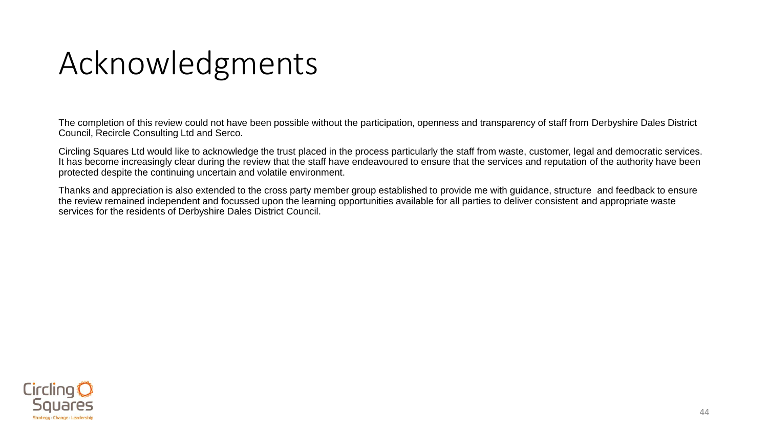# Acknowledgments

The completion of this review could not have been possible without the participation, openness and transparency of staff from Derbyshire Dales District Council, Recircle Consulting Ltd and Serco.

Circling Squares Ltd would like to acknowledge the trust placed in the process particularly the staff from waste, customer, legal and democratic services. It has become increasingly clear during the review that the staff have endeavoured to ensure that the services and reputation of the authority have been protected despite the continuing uncertain and volatile environment.

Thanks and appreciation is also extended to the cross party member group established to provide me with guidance, structure and feedback to ensure the review remained independent and focussed upon the learning opportunities available for all parties to deliver consistent and appropriate waste services for the residents of Derbyshire Dales District Council.

Circling Squares
Strategy • Change • Leadership